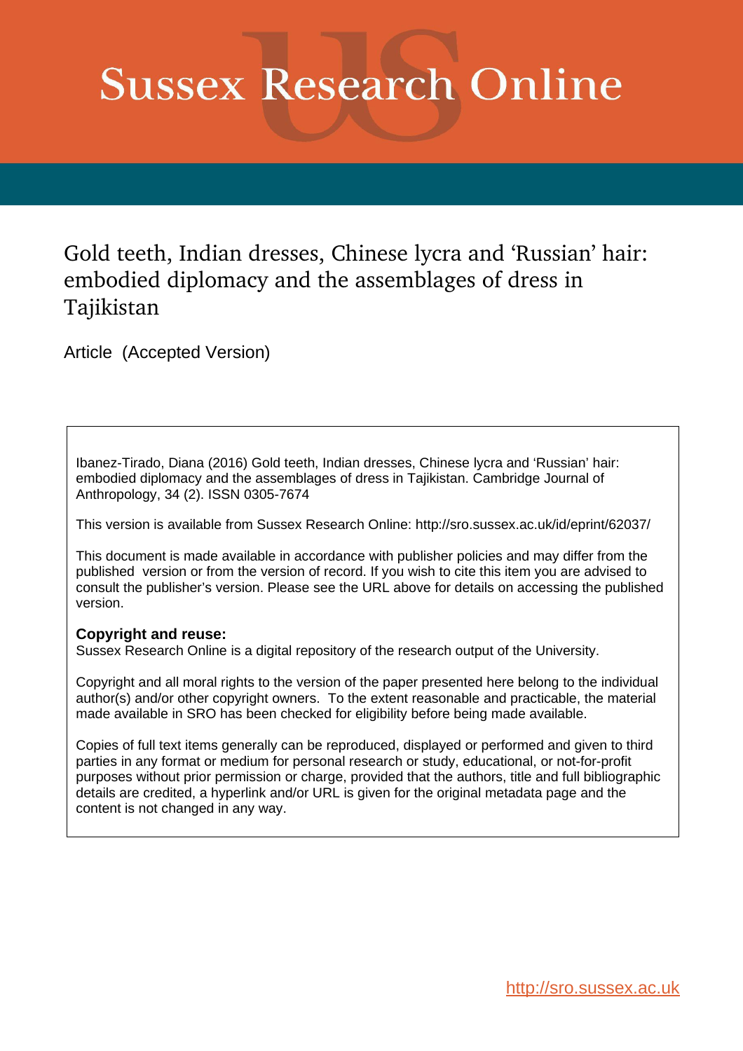# Sussex Research Online

## Gold teeth, Indian dresses, Chinese lycra and 'Russian' hair: embodied diplomacy and the assemblages of dress in Tajikistan

Article (Accepted Version)

Ibanez-Tirado, Diana (2016) Gold teeth, Indian dresses, Chinese lycra and 'Russian' hair: embodied diplomacy and the assemblages of dress in Tajikistan. Cambridge Journal of Anthropology, 34 (2). ISSN 0305-7674

This version is available from Sussex Research Online: http://sro.sussex.ac.uk/id/eprint/62037/

This document is made available in accordance with publisher policies and may differ from the published version or from the version of record. If you wish to cite this item you are advised to consult the publisher's version. Please see the URL above for details on accessing the published version.

**Copyright and reuse:**
Sussex Research Online is a digital repository of the research output of the University.

Copyright and all moral rights to the version of the paper presented here belong to the individual author(s) and/or other copyright owners. To the extent reasonable and practicable, the material made available in SRO has been checked for eligibility before being made available.

Copies of full text items generally can be reproduced, displayed or performed and given to third parties in any format or medium for personal research or study, educational, or not-for-profit purposes without prior permission or charge, provided that the authors, title and full bibliographic details are credited, a hyperlink and/or URL is given for the original metadata page and the content is not changed in any way.

http://sro.sussex.ac.uk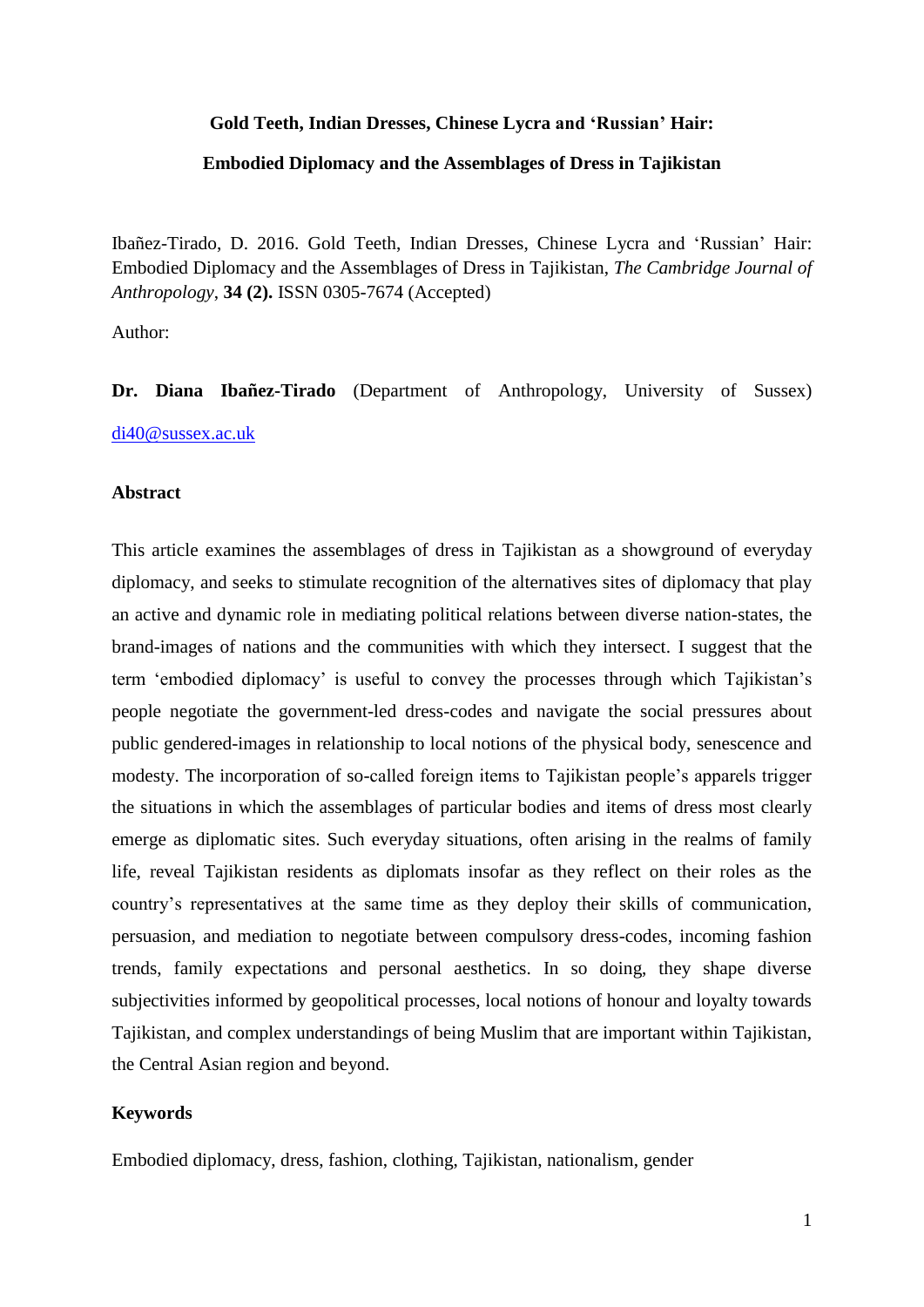**Gold Teeth, Indian Dresses, Chinese Lycra and 'Russian' Hair:**

**Embodied Diplomacy and the Assemblages of Dress in Tajikistan**

Ibañez-Tirado, D. 2016. Gold Teeth, Indian Dresses, Chinese Lycra and 'Russian' Hair: Embodied Diplomacy and the Assemblages of Dress in Tajikistan, *The Cambridge Journal of Anthropology*, **34 (2).** ISSN 0305-7674 (Accepted)

Author:

**Dr. Diana Ibañez-Tirado** (Department of Anthropology, University of Sussex) [di40@sussex.ac.uk](mailto:di40@sussex.ac.uk)

**Abstract**

This article examines the assemblages of dress in Tajikistan as a showground of everyday diplomacy, and seeks to stimulate recognition of the alternatives sites of diplomacy that play an active and dynamic role in mediating political relations between diverse nation-states, the brand-images of nations and the communities with which they intersect. I suggest that the term 'embodied diplomacy' is useful to convey the processes through which Tajikistan's people negotiate the government-led dress-codes and navigate the social pressures about public gendered-images in relationship to local notions of the physical body, senescence and modesty. The incorporation of so-called foreign items to Tajikistan people's apparels trigger the situations in which the assemblages of particular bodies and items of dress most clearly emerge as diplomatic sites. Such everyday situations, often arising in the realms of family life, reveal Tajikistan residents as diplomats insofar as they reflect on their roles as the country's representatives at the same time as they deploy their skills of communication, persuasion, and mediation to negotiate between compulsory dress-codes, incoming fashion trends, family expectations and personal aesthetics. In so doing, they shape diverse subjectivities informed by geopolitical processes, local notions of honour and loyalty towards Tajikistan, and complex understandings of being Muslim that are important within Tajikistan, the Central Asian region and beyond.

**Keywords**

Embodied diplomacy, dress, fashion, clothing, Tajikistan, nationalism, gender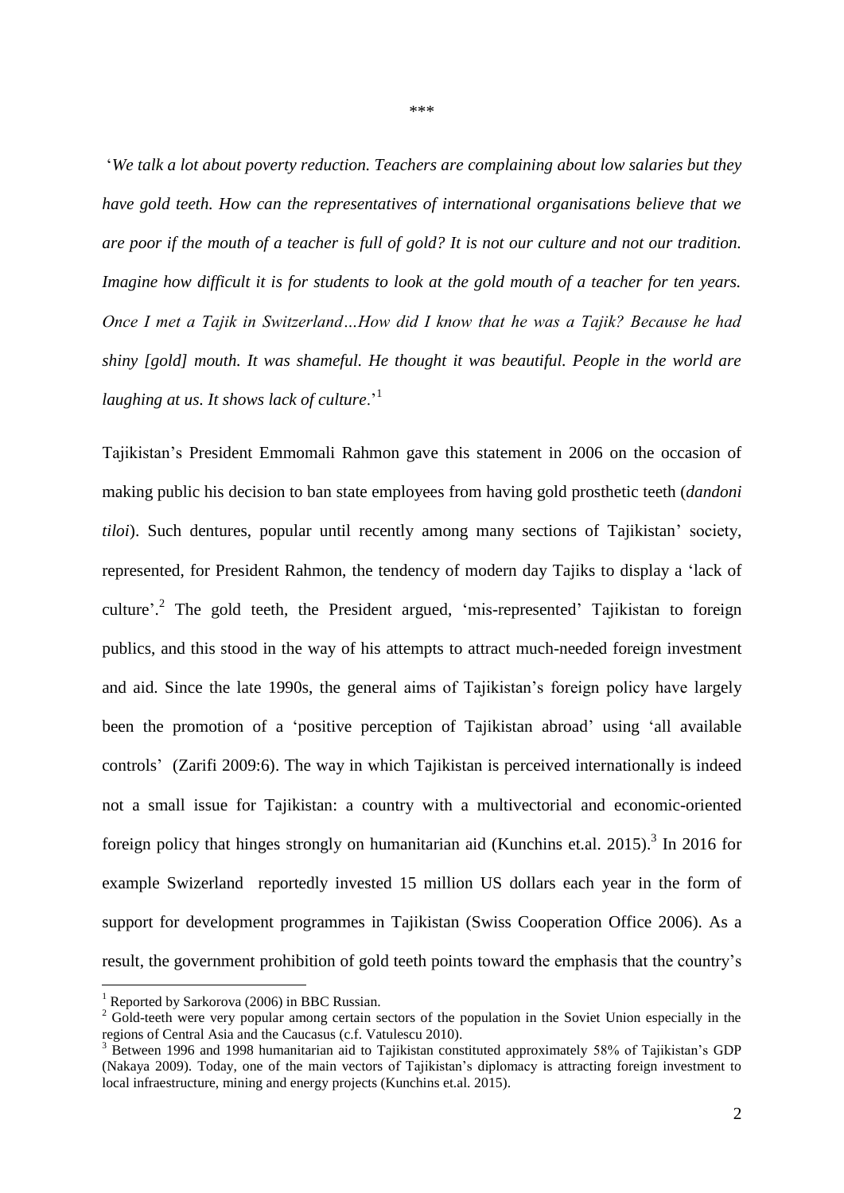\*\*\*

'*We talk a lot about poverty reduction. Teachers are complaining about low salaries but they have gold teeth. How can the representatives of international organisations believe that we are poor if the mouth of a teacher is full of gold? It is not our culture and not our tradition. Imagine how difficult it is for students to look at the gold mouth of a teacher for ten years. Once I met a Tajik in Switzerland…How did I know that he was a Tajik? Because he had shiny [gold] mouth. It was shameful. He thought it was beautiful. People in the world are laughing at us. It shows lack of culture*.'[1]

Tajikistan's President Emmomali Rahmon gave this statement in 2006 on the occasion of making public his decision to ban state employees from having gold prosthetic teeth (*dandoni tiloi*). Such dentures, popular until recently among many sections of Tajikistan' society, represented, for President Rahmon, the tendency of modern day Tajiks to display a 'lack of culture'.[2] The gold teeth, the President argued, 'mis-represented' Tajikistan to foreign publics, and this stood in the way of his attempts to attract much-needed foreign investment and aid. Since the late 1990s, the general aims of Tajikistan's foreign policy have largely been the promotion of a 'positive perception of Tajikistan abroad' using 'all available controls' (Zarifi 2009:6). The way in which Tajikistan is perceived internationally is indeed not a small issue for Tajikistan: a country with a multivectorial and economic-oriented foreign policy that hinges strongly on humanitarian aid (Kunchins et.al. 2015).[3] In 2016 for example Swizerland reportedly invested 15 million US dollars each year in the form of support for development programmes in Tajikistan (Swiss Cooperation Office 2006). As a result, the government prohibition of gold teeth points toward the emphasis that the country's

[1] Reported by Sarkorova (2006) in BBC Russian.

[2] Gold-teeth were very popular among certain sectors of the population in the Soviet Union especially in the regions of Central Asia and the Caucasus (c.f. Vatulescu 2010).

[3] Between 1996 and 1998 humanitarian aid to Tajikistan constituted approximately 58% of Tajikistan's GDP (Nakaya 2009). Today, one of the main vectors of Tajikistan's diplomacy is attracting foreign investment to local infraestructure, mining and energy projects (Kunchins et.al. 2015).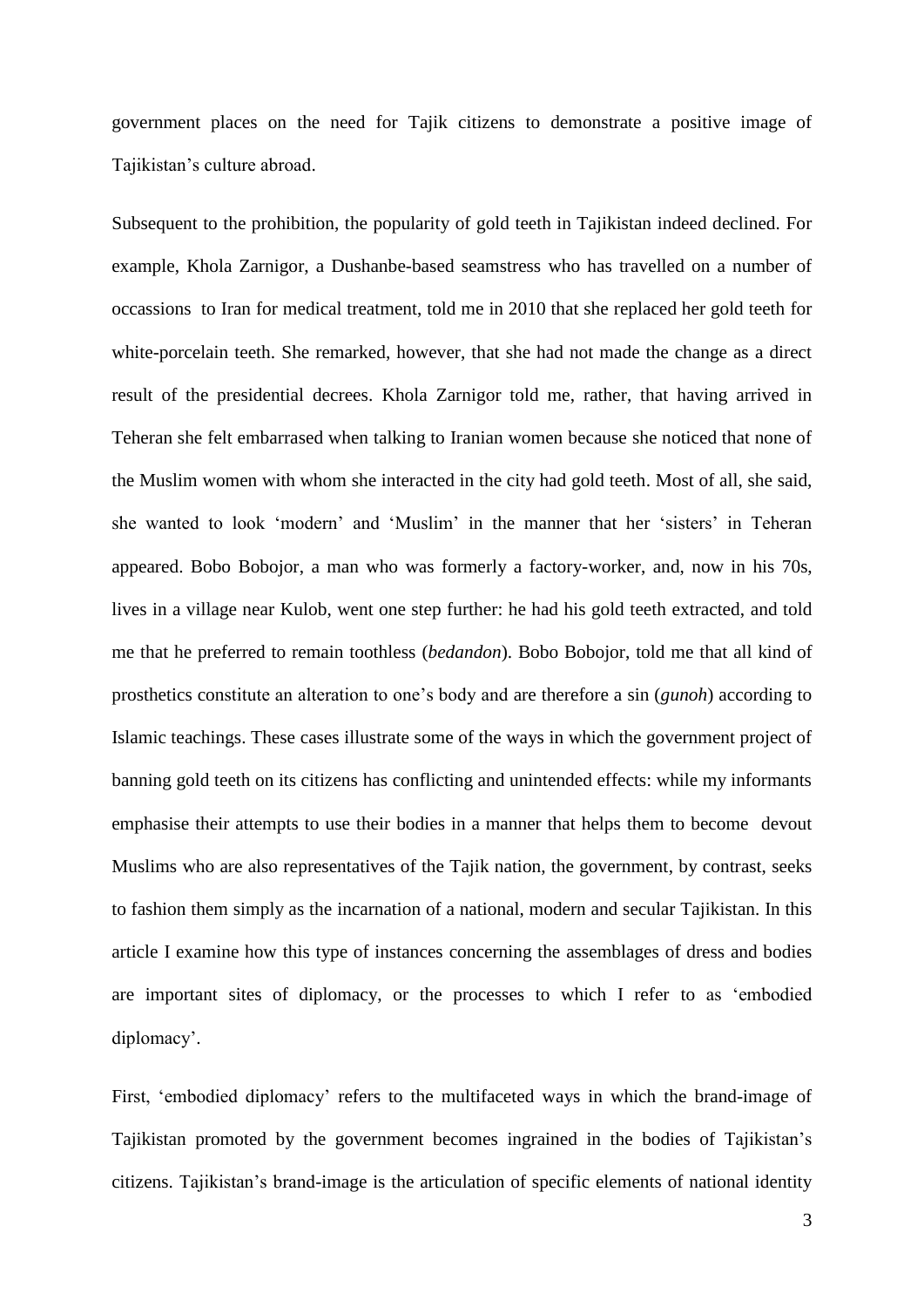government places on the need for Tajik citizens to demonstrate a positive image of Tajikistan's culture abroad.

Subsequent to the prohibition, the popularity of gold teeth in Tajikistan indeed declined. For example, Khola Zarnigor, a Dushanbe-based seamstress who has travelled on a number of occassions to Iran for medical treatment, told me in 2010 that she replaced her gold teeth for white-porcelain teeth. She remarked, however, that she had not made the change as a direct result of the presidential decrees. Khola Zarnigor told me, rather, that having arrived in Teheran she felt embarrased when talking to Iranian women because she noticed that none of the Muslim women with whom she interacted in the city had gold teeth. Most of all, she said, she wanted to look 'modern' and 'Muslim' in the manner that her 'sisters' in Teheran appeared. Bobo Bobojor, a man who was formerly a factory-worker, and, now in his 70s, lives in a village near Kulob, went one step further: he had his gold teeth extracted, and told me that he preferred to remain toothless (*bedandon*). Bobo Bobojor, told me that all kind of prosthetics constitute an alteration to one's body and are therefore a sin (*gunoh*) according to Islamic teachings. These cases illustrate some of the ways in which the government project of banning gold teeth on its citizens has conflicting and unintended effects: while my informants emphasise their attempts to use their bodies in a manner that helps them to become devout Muslims who are also representatives of the Tajik nation, the government, by contrast, seeks to fashion them simply as the incarnation of a national, modern and secular Tajikistan. In this article I examine how this type of instances concerning the assemblages of dress and bodies are important sites of diplomacy, or the processes to which I refer to as 'embodied diplomacy'.

First, 'embodied diplomacy' refers to the multifaceted ways in which the brand-image of Tajikistan promoted by the government becomes ingrained in the bodies of Tajikistan's citizens. Tajikistan's brand-image is the articulation of specific elements of national identity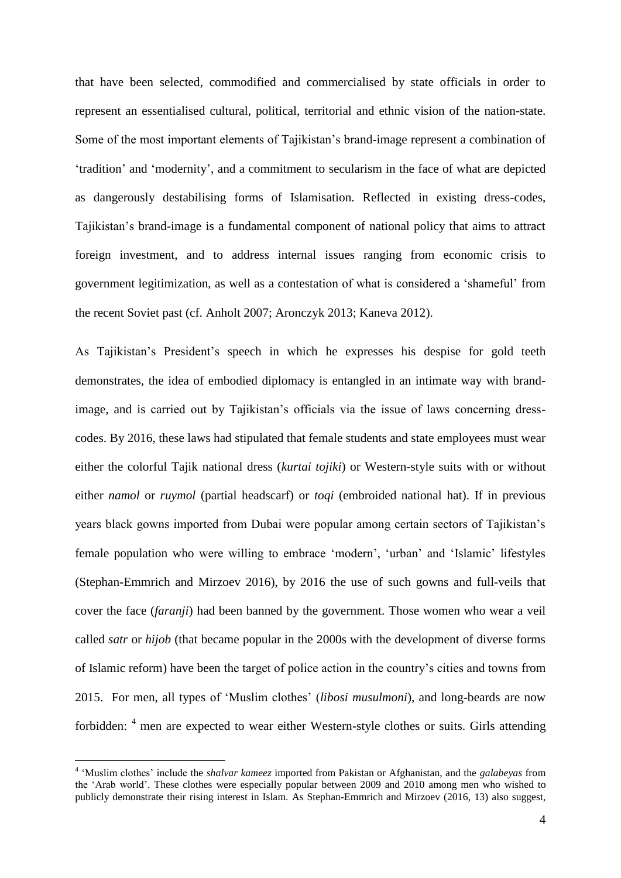that have been selected, commodified and commercialised by state officials in order to represent an essentialised cultural, political, territorial and ethnic vision of the nation-state. Some of the most important elements of Tajikistan's brand-image represent a combination of 'tradition' and 'modernity', and a commitment to secularism in the face of what are depicted as dangerously destabilising forms of Islamisation. Reflected in existing dress-codes, Tajikistan's brand-image is a fundamental component of national policy that aims to attract foreign investment, and to address internal issues ranging from economic crisis to government legitimization, as well as a contestation of what is considered a 'shameful' from the recent Soviet past (cf. Anholt 2007; Aronczyk 2013; Kaneva 2012).

As Tajikistan's President's speech in which he expresses his despise for gold teeth demonstrates, the idea of embodied diplomacy is entangled in an intimate way with brand-image, and is carried out by Tajikistan's officials via the issue of laws concerning dress-codes. By 2016, these laws had stipulated that female students and state employees must wear either the colorful Tajik national dress (*kurtai tojiki*) or Western-style suits with or without either *namol* or *ruymol* (partial headscarf) or *toqi* (embroided national hat). If in previous years black gowns imported from Dubai were popular among certain sectors of Tajikistan's female population who were willing to embrace 'modern', 'urban' and 'Islamic' lifestyles (Stephan-Emmrich and Mirzoev 2016), by 2016 the use of such gowns and full-veils that cover the face (*faranji*) had been banned by the government. Those women who wear a veil called *satr* or *hijob* (that became popular in the 2000s with the development of diverse forms of Islamic reform) have been the target of police action in the country's cities and towns from 2015. For men, all types of 'Muslim clothes' (*libosi musulmoni*), and long-beards are now forbidden: [4] men are expected to wear either Western-style clothes or suits. Girls attending

[4] 'Muslim clothes' include the *shalvar kameez* imported from Pakistan or Afghanistan, and the *galabeyas* from the 'Arab world'. These clothes were especially popular between 2009 and 2010 among men who wished to publicly demonstrate their rising interest in Islam. As Stephan-Emmrich and Mirzoev (2016, 13) also suggest,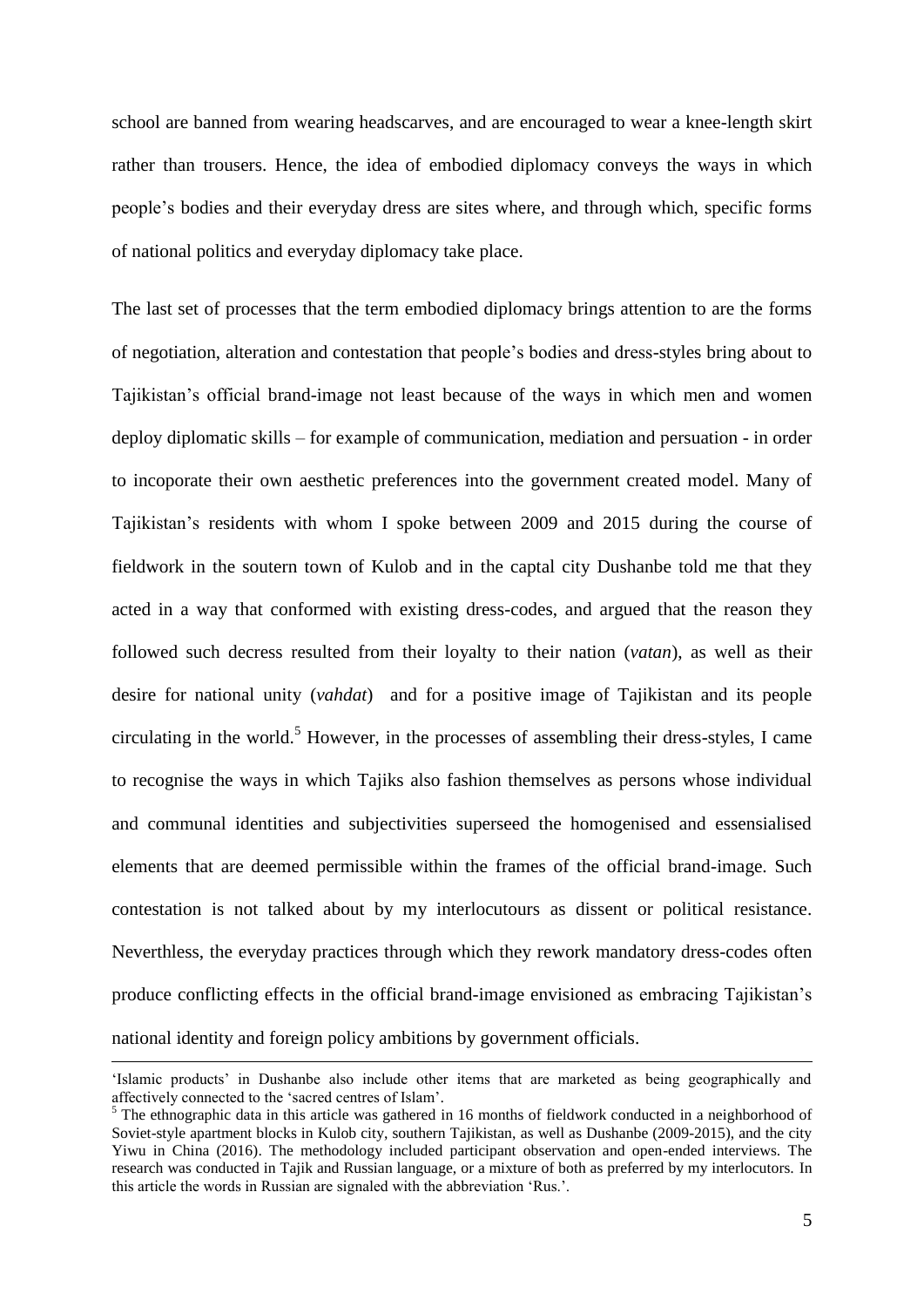school are banned from wearing headscarves, and are encouraged to wear a knee-length skirt rather than trousers. Hence, the idea of embodied diplomacy conveys the ways in which people's bodies and their everyday dress are sites where, and through which, specific forms of national politics and everyday diplomacy take place.

The last set of processes that the term embodied diplomacy brings attention to are the forms of negotiation, alteration and contestation that people's bodies and dress-styles bring about to Tajikistan's official brand-image not least because of the ways in which men and women deploy diplomatic skills – for example of communication, mediation and persuation - in order to incoporate their own aesthetic preferences into the government created model. Many of Tajikistan's residents with whom I spoke between 2009 and 2015 during the course of fieldwork in the soutern town of Kulob and in the captal city Dushanbe told me that they acted in a way that conformed with existing dress-codes, and argued that the reason they followed such decress resulted from their loyalty to their nation (*vatan*), as well as their desire for national unity (*vahdat*) and for a positive image of Tajikistan and its people circulating in the world.[5] However, in the processes of assembling their dress-styles, I came to recognise the ways in which Tajiks also fashion themselves as persons whose individual and communal identities and subjectivities superseed the homogenised and essensialised elements that are deemed permissible within the frames of the official brand-image. Such contestation is not talked about by my interlocutours as dissent or political resistance. Neverthless, the everyday practices through which they rework mandatory dress-codes often produce conflicting effects in the official brand-image envisioned as embracing Tajikistan's national identity and foreign policy ambitions by government officials.

---

'Islamic products' in Dushanbe also include other items that are marketed as being geographically and affectively connected to the 'sacred centres of Islam'.

[5] The ethnographic data in this article was gathered in 16 months of fieldwork conducted in a neighborhood of Soviet-style apartment blocks in Kulob city, southern Tajikistan, as well as Dushanbe (2009-2015), and the city Yiwu in China (2016). The methodology included participant observation and open-ended interviews. The research was conducted in Tajik and Russian language, or a mixture of both as preferred by my interlocutors. In this article the words in Russian are signaled with the abbreviation 'Rus.'.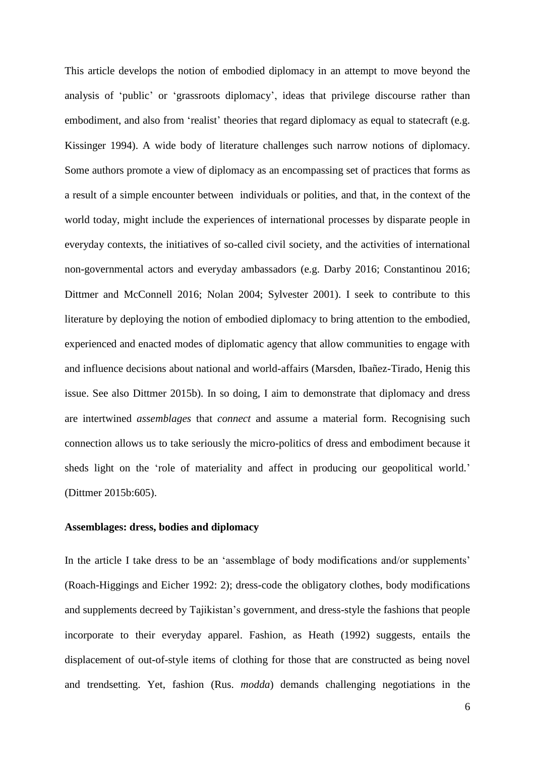This article develops the notion of embodied diplomacy in an attempt to move beyond the analysis of 'public' or 'grassroots diplomacy', ideas that privilege discourse rather than embodiment, and also from 'realist' theories that regard diplomacy as equal to statecraft (e.g. Kissinger 1994). A wide body of literature challenges such narrow notions of diplomacy. Some authors promote a view of diplomacy as an encompassing set of practices that forms as a result of a simple encounter between individuals or polities, and that, in the context of the world today, might include the experiences of international processes by disparate people in everyday contexts, the initiatives of so-called civil society, and the activities of international non-governmental actors and everyday ambassadors (e.g. Darby 2016; Constantinou 2016; Dittmer and McConnell 2016; Nolan 2004; Sylvester 2001). I seek to contribute to this literature by deploying the notion of embodied diplomacy to bring attention to the embodied, experienced and enacted modes of diplomatic agency that allow communities to engage with and influence decisions about national and world-affairs (Marsden, Ibañez-Tirado, Henig this issue. See also Dittmer 2015b). In so doing, I aim to demonstrate that diplomacy and dress are intertwined *assemblages* that *connect* and assume a material form. Recognising such connection allows us to take seriously the micro-politics of dress and embodiment because it sheds light on the 'role of materiality and affect in producing our geopolitical world.' (Dittmer 2015b:605).

**Assemblages: dress, bodies and diplomacy**

In the article I take dress to be an 'assemblage of body modifications and/or supplements' (Roach-Higgings and Eicher 1992: 2); dress-code the obligatory clothes, body modifications and supplements decreed by Tajikistan's government, and dress-style the fashions that people incorporate to their everyday apparel. Fashion, as Heath (1992) suggests, entails the displacement of out-of-style items of clothing for those that are constructed as being novel and trendsetting. Yet, fashion (Rus. *modda*) demands challenging negotiations in the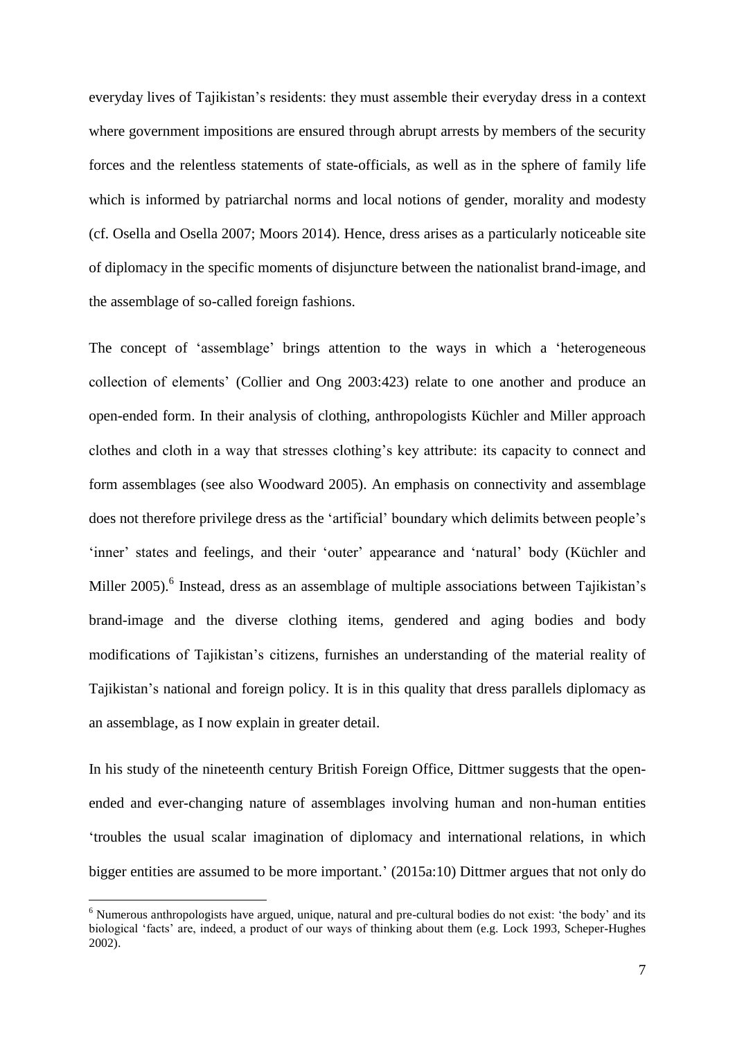everyday lives of Tajikistan's residents: they must assemble their everyday dress in a context where government impositions are ensured through abrupt arrests by members of the security forces and the relentless statements of state-officials, as well as in the sphere of family life which is informed by patriarchal norms and local notions of gender, morality and modesty (cf. Osella and Osella 2007; Moors 2014). Hence, dress arises as a particularly noticeable site of diplomacy in the specific moments of disjuncture between the nationalist brand-image, and the assemblage of so-called foreign fashions.

The concept of 'assemblage' brings attention to the ways in which a 'heterogeneous collection of elements' (Collier and Ong 2003:423) relate to one another and produce an open-ended form. In their analysis of clothing, anthropologists Küchler and Miller approach clothes and cloth in a way that stresses clothing's key attribute: its capacity to connect and form assemblages (see also Woodward 2005). An emphasis on connectivity and assemblage does not therefore privilege dress as the 'artificial' boundary which delimits between people's 'inner' states and feelings, and their 'outer' appearance and 'natural' body (Küchler and Miller 2005).[6] Instead, dress as an assemblage of multiple associations between Tajikistan's brand-image and the diverse clothing items, gendered and aging bodies and body modifications of Tajikistan's citizens, furnishes an understanding of the material reality of Tajikistan's national and foreign policy. It is in this quality that dress parallels diplomacy as an assemblage, as I now explain in greater detail.

In his study of the nineteenth century British Foreign Office, Dittmer suggests that the open-ended and ever-changing nature of assemblages involving human and non-human entities 'troubles the usual scalar imagination of diplomacy and international relations, in which bigger entities are assumed to be more important.' (2015a:10) Dittmer argues that not only do

[6] Numerous anthropologists have argued, unique, natural and pre-cultural bodies do not exist: 'the body' and its biological 'facts' are, indeed, a product of our ways of thinking about them (e.g. Lock 1993, Scheper-Hughes 2002).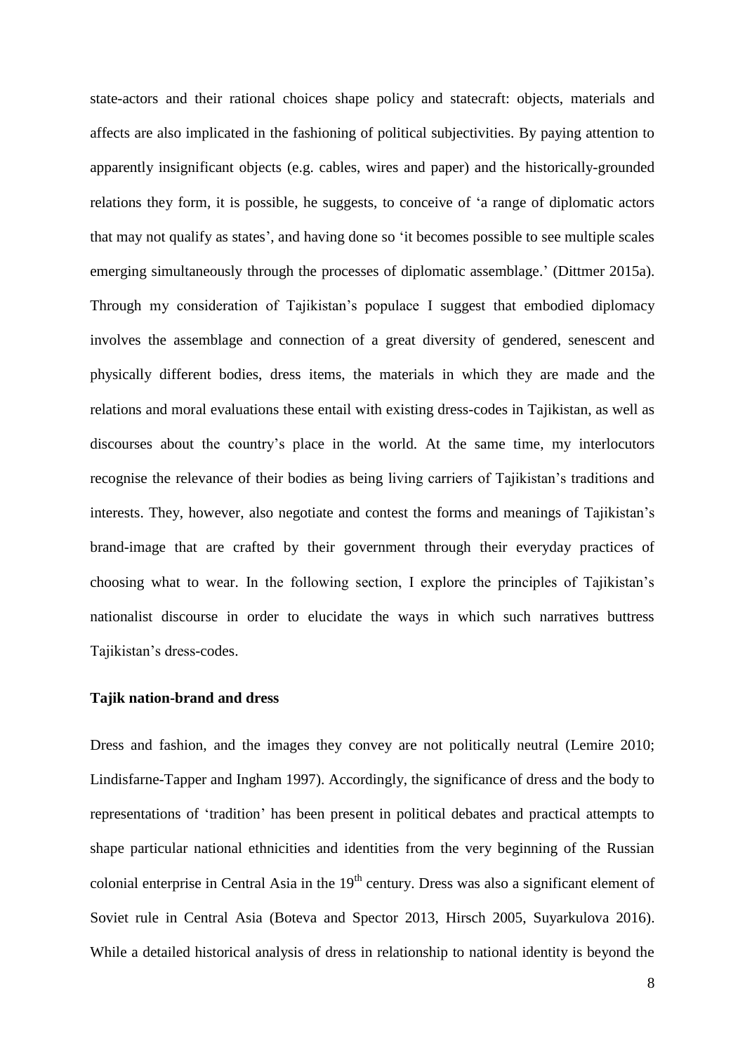state-actors and their rational choices shape policy and statecraft: objects, materials and affects are also implicated in the fashioning of political subjectivities. By paying attention to apparently insignificant objects (e.g. cables, wires and paper) and the historically-grounded relations they form, it is possible, he suggests, to conceive of 'a range of diplomatic actors that may not qualify as states', and having done so 'it becomes possible to see multiple scales emerging simultaneously through the processes of diplomatic assemblage.' (Dittmer 2015a). Through my consideration of Tajikistan's populace I suggest that embodied diplomacy involves the assemblage and connection of a great diversity of gendered, senescent and physically different bodies, dress items, the materials in which they are made and the relations and moral evaluations these entail with existing dress-codes in Tajikistan, as well as discourses about the country's place in the world. At the same time, my interlocutors recognise the relevance of their bodies as being living carriers of Tajikistan's traditions and interests. They, however, also negotiate and contest the forms and meanings of Tajikistan's brand-image that are crafted by their government through their everyday practices of choosing what to wear. In the following section, I explore the principles of Tajikistan's nationalist discourse in order to elucidate the ways in which such narratives buttress Tajikistan's dress-codes.

**Tajik nation-brand and dress**

Dress and fashion, and the images they convey are not politically neutral (Lemire 2010; Lindisfarne-Tapper and Ingham 1997). Accordingly, the significance of dress and the body to representations of 'tradition' has been present in political debates and practical attempts to shape particular national ethnicities and identities from the very beginning of the Russian colonial enterprise in Central Asia in the 19th century. Dress was also a significant element of Soviet rule in Central Asia (Boteva and Spector 2013, Hirsch 2005, Suyarkulova 2016). While a detailed historical analysis of dress in relationship to national identity is beyond the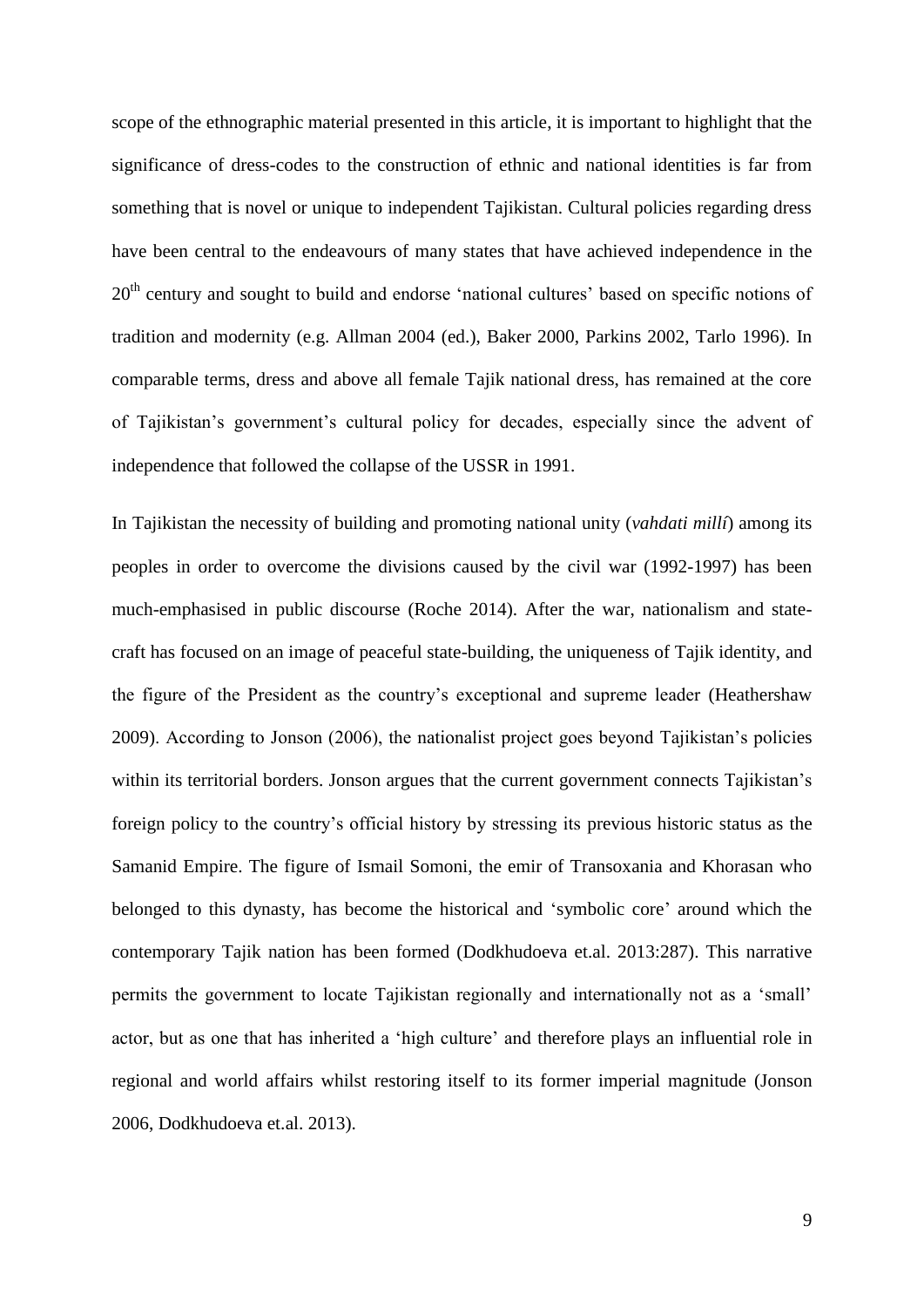scope of the ethnographic material presented in this article, it is important to highlight that the significance of dress-codes to the construction of ethnic and national identities is far from something that is novel or unique to independent Tajikistan. Cultural policies regarding dress have been central to the endeavours of many states that have achieved independence in the 20th century and sought to build and endorse 'national cultures' based on specific notions of tradition and modernity (e.g. Allman 2004 (ed.), Baker 2000, Parkins 2002, Tarlo 1996). In comparable terms, dress and above all female Tajik national dress, has remained at the core of Tajikistan's government's cultural policy for decades, especially since the advent of independence that followed the collapse of the USSR in 1991.

In Tajikistan the necessity of building and promoting national unity (*vahdati millí*) among its peoples in order to overcome the divisions caused by the civil war (1992-1997) has been much-emphasised in public discourse (Roche 2014). After the war, nationalism and state-craft has focused on an image of peaceful state-building, the uniqueness of Tajik identity, and the figure of the President as the country's exceptional and supreme leader (Heathershaw 2009). According to Jonson (2006), the nationalist project goes beyond Tajikistan's policies within its territorial borders. Jonson argues that the current government connects Tajikistan's foreign policy to the country's official history by stressing its previous historic status as the Samanid Empire. The figure of Ismail Somoni, the emir of Transoxania and Khorasan who belonged to this dynasty, has become the historical and 'symbolic core' around which the contemporary Tajik nation has been formed (Dodkhudoeva et.al. 2013:287). This narrative permits the government to locate Tajikistan regionally and internationally not as a 'small' actor, but as one that has inherited a 'high culture' and therefore plays an influential role in regional and world affairs whilst restoring itself to its former imperial magnitude (Jonson 2006, Dodkhudoeva et.al. 2013).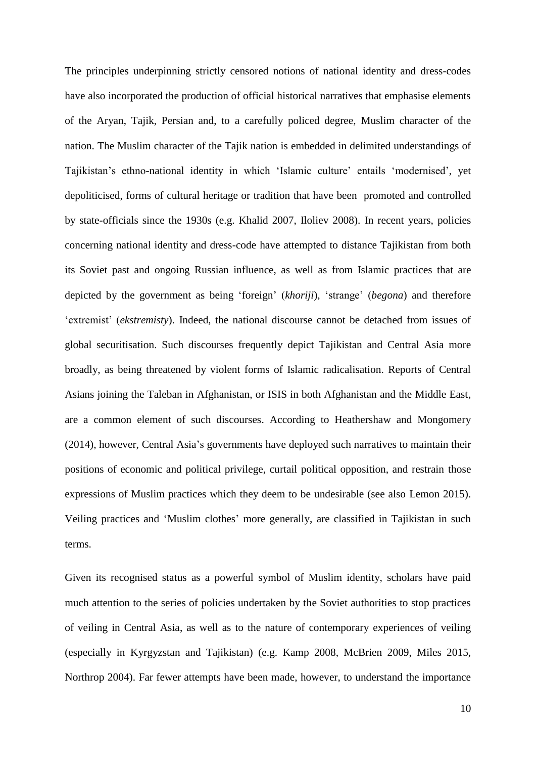The principles underpinning strictly censored notions of national identity and dress-codes have also incorporated the production of official historical narratives that emphasise elements of the Aryan, Tajik, Persian and, to a carefully policed degree, Muslim character of the nation. The Muslim character of the Tajik nation is embedded in delimited understandings of Tajikistan's ethno-national identity in which 'Islamic culture' entails 'modernised', yet depoliticised, forms of cultural heritage or tradition that have been promoted and controlled by state-officials since the 1930s (e.g. Khalid 2007, Iloliev 2008). In recent years, policies concerning national identity and dress-code have attempted to distance Tajikistan from both its Soviet past and ongoing Russian influence, as well as from Islamic practices that are depicted by the government as being 'foreign' (*khoriji*), 'strange' (*begona*) and therefore 'extremist' (*ekstremisty*). Indeed, the national discourse cannot be detached from issues of global securitisation. Such discourses frequently depict Tajikistan and Central Asia more broadly, as being threatened by violent forms of Islamic radicalisation. Reports of Central Asians joining the Taleban in Afghanistan, or ISIS in both Afghanistan and the Middle East, are a common element of such discourses. According to Heathershaw and Mongomery (2014), however, Central Asia's governments have deployed such narratives to maintain their positions of economic and political privilege, curtail political opposition, and restrain those expressions of Muslim practices which they deem to be undesirable (see also Lemon 2015). Veiling practices and 'Muslim clothes' more generally, are classified in Tajikistan in such terms.

Given its recognised status as a powerful symbol of Muslim identity, scholars have paid much attention to the series of policies undertaken by the Soviet authorities to stop practices of veiling in Central Asia, as well as to the nature of contemporary experiences of veiling (especially in Kyrgyzstan and Tajikistan) (e.g. Kamp 2008, McBrien 2009, Miles 2015, Northrop 2004). Far fewer attempts have been made, however, to understand the importance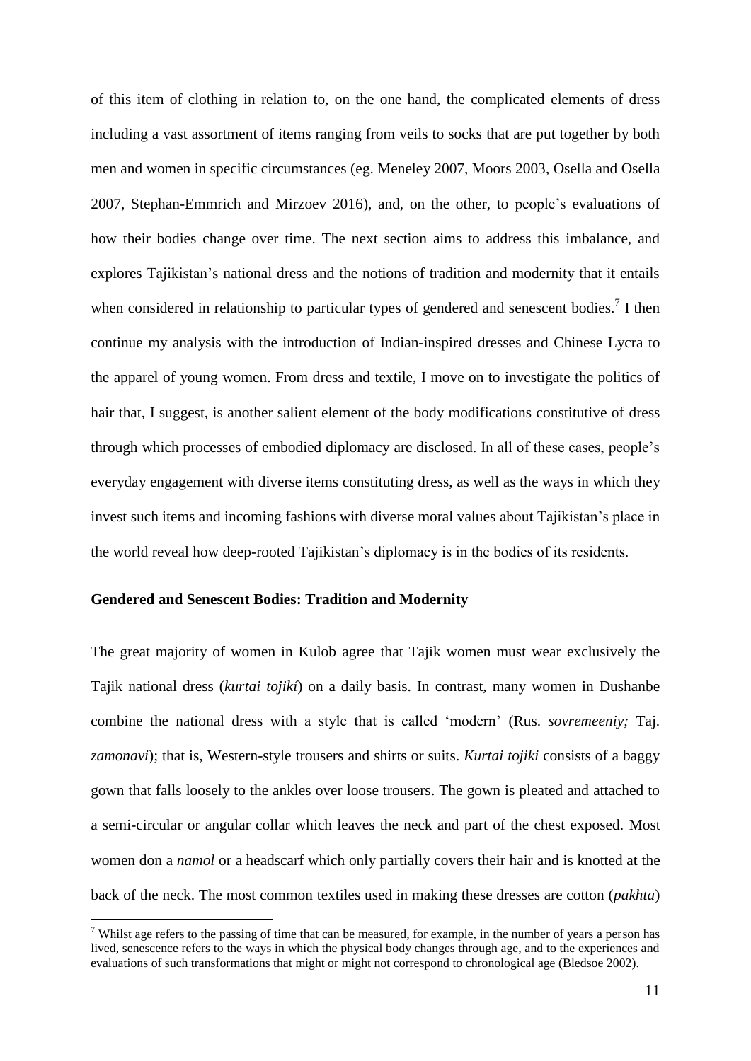of this item of clothing in relation to, on the one hand, the complicated elements of dress including a vast assortment of items ranging from veils to socks that are put together by both men and women in specific circumstances (eg. Meneley 2007, Moors 2003, Osella and Osella 2007, Stephan-Emmrich and Mirzoev 2016), and, on the other, to people's evaluations of how their bodies change over time. The next section aims to address this imbalance, and explores Tajikistan's national dress and the notions of tradition and modernity that it entails when considered in relationship to particular types of gendered and senescent bodies.[7] I then continue my analysis with the introduction of Indian-inspired dresses and Chinese Lycra to the apparel of young women. From dress and textile, I move on to investigate the politics of hair that, I suggest, is another salient element of the body modifications constitutive of dress through which processes of embodied diplomacy are disclosed. In all of these cases, people's everyday engagement with diverse items constituting dress, as well as the ways in which they invest such items and incoming fashions with diverse moral values about Tajikistan's place in the world reveal how deep-rooted Tajikistan's diplomacy is in the bodies of its residents.

**Gendered and Senescent Bodies: Tradition and Modernity**

The great majority of women in Kulob agree that Tajik women must wear exclusively the Tajik national dress (*kurtai tojiki*) on a daily basis. In contrast, many women in Dushanbe combine the national dress with a style that is called 'modern' (Rus. *sovremeeniy;* Taj. *zamonavi*); that is, Western-style trousers and shirts or suits. *Kurtai tojiki* consists of a baggy gown that falls loosely to the ankles over loose trousers. The gown is pleated and attached to a semi-circular or angular collar which leaves the neck and part of the chest exposed. Most women don a *namol* or a headscarf which only partially covers their hair and is knotted at the back of the neck. The most common textiles used in making these dresses are cotton (*pakhta*)

[7] Whilst age refers to the passing of time that can be measured, for example, in the number of years a person has lived, senescence refers to the ways in which the physical body changes through age, and to the experiences and evaluations of such transformations that might or might not correspond to chronological age (Bledsoe 2002).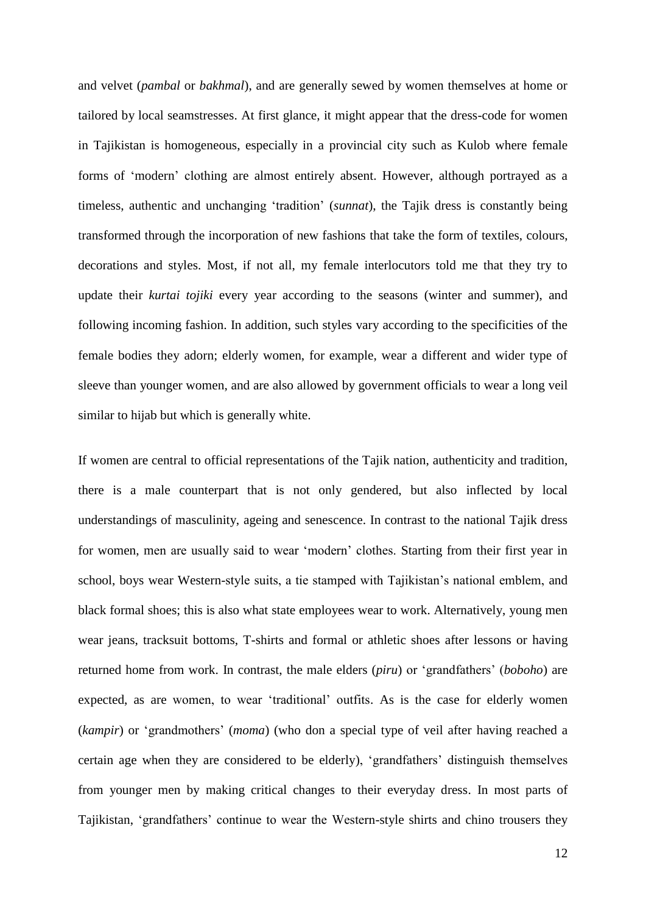and velvet (*pambal* or *bakhmal*), and are generally sewed by women themselves at home or tailored by local seamstresses. At first glance, it might appear that the dress-code for women in Tajikistan is homogeneous, especially in a provincial city such as Kulob where female forms of 'modern' clothing are almost entirely absent. However, although portrayed as a timeless, authentic and unchanging 'tradition' (*sunnat*), the Tajik dress is constantly being transformed through the incorporation of new fashions that take the form of textiles, colours, decorations and styles. Most, if not all, my female interlocutors told me that they try to update their *kurtai tojiki* every year according to the seasons (winter and summer), and following incoming fashion. In addition, such styles vary according to the specificities of the female bodies they adorn; elderly women, for example, wear a different and wider type of sleeve than younger women, and are also allowed by government officials to wear a long veil similar to hijab but which is generally white.

If women are central to official representations of the Tajik nation, authenticity and tradition, there is a male counterpart that is not only gendered, but also inflected by local understandings of masculinity, ageing and senescence. In contrast to the national Tajik dress for women, men are usually said to wear 'modern' clothes. Starting from their first year in school, boys wear Western-style suits, a tie stamped with Tajikistan's national emblem, and black formal shoes; this is also what state employees wear to work. Alternatively, young men wear jeans, tracksuit bottoms, T-shirts and formal or athletic shoes after lessons or having returned home from work. In contrast, the male elders (*piru*) or 'grandfathers' (*boboho*) are expected, as are women, to wear 'traditional' outfits. As is the case for elderly women (*kampir*) or 'grandmothers' (*moma*) (who don a special type of veil after having reached a certain age when they are considered to be elderly), 'grandfathers' distinguish themselves from younger men by making critical changes to their everyday dress. In most parts of Tajikistan, 'grandfathers' continue to wear the Western-style shirts and chino trousers they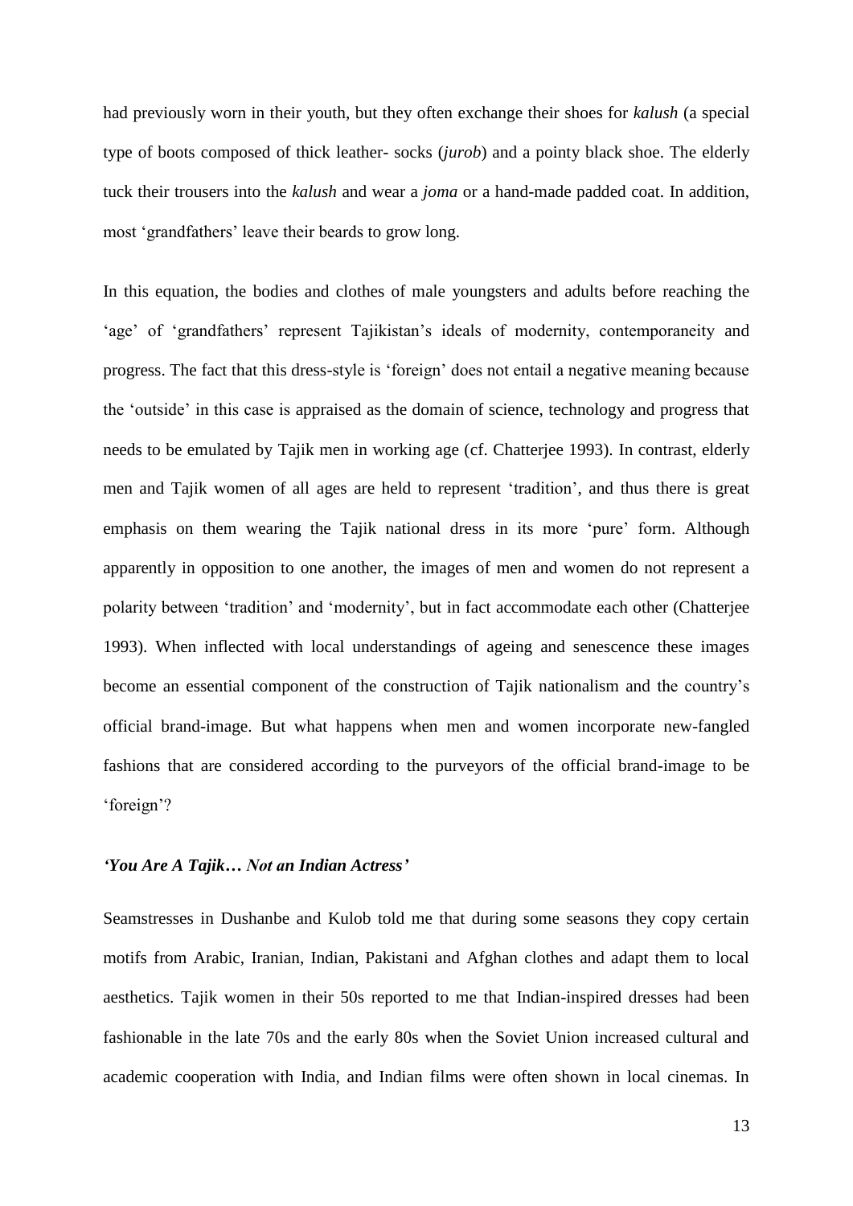had previously worn in their youth, but they often exchange their shoes for *kalush* (a special type of boots composed of thick leather- socks (*jurob*) and a pointy black shoe. The elderly tuck their trousers into the *kalush* and wear a *joma* or a hand-made padded coat. In addition, most 'grandfathers' leave their beards to grow long.

In this equation, the bodies and clothes of male youngsters and adults before reaching the 'age' of 'grandfathers' represent Tajikistan's ideals of modernity, contemporaneity and progress. The fact that this dress-style is 'foreign' does not entail a negative meaning because the 'outside' in this case is appraised as the domain of science, technology and progress that needs to be emulated by Tajik men in working age (cf. Chatterjee 1993). In contrast, elderly men and Tajik women of all ages are held to represent 'tradition', and thus there is great emphasis on them wearing the Tajik national dress in its more 'pure' form. Although apparently in opposition to one another, the images of men and women do not represent a polarity between 'tradition' and 'modernity', but in fact accommodate each other (Chatterjee 1993). When inflected with local understandings of ageing and senescence these images become an essential component of the construction of Tajik nationalism and the country's official brand-image. But what happens when men and women incorporate new-fangled fashions that are considered according to the purveyors of the official brand-image to be 'foreign'?

### *'You Are A Tajik… Not an Indian Actress'*

Seamstresses in Dushanbe and Kulob told me that during some seasons they copy certain motifs from Arabic, Iranian, Indian, Pakistani and Afghan clothes and adapt them to local aesthetics. Tajik women in their 50s reported to me that Indian-inspired dresses had been fashionable in the late 70s and the early 80s when the Soviet Union increased cultural and academic cooperation with India, and Indian films were often shown in local cinemas. In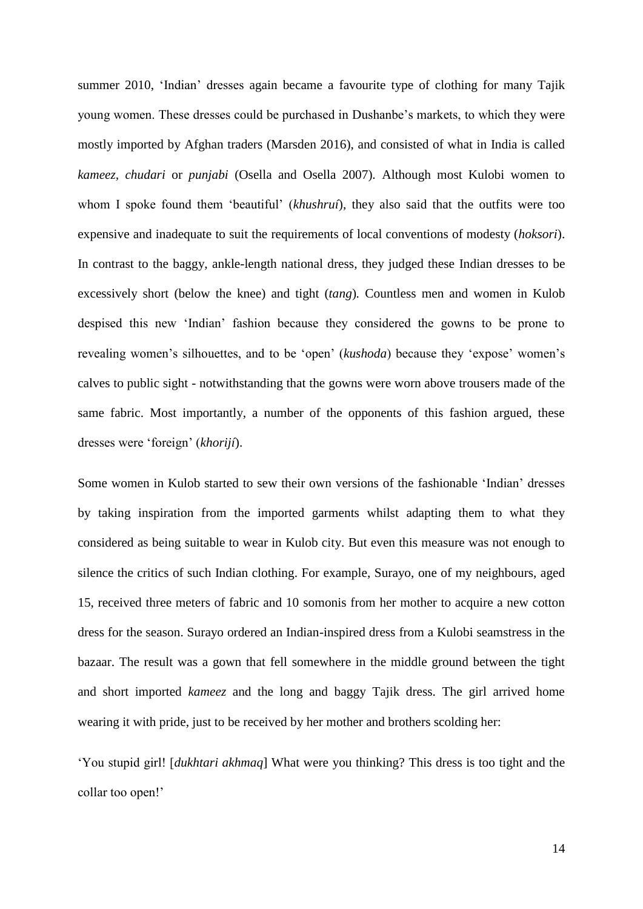summer 2010, 'Indian' dresses again became a favourite type of clothing for many Tajik young women. These dresses could be purchased in Dushanbe's markets, to which they were mostly imported by Afghan traders (Marsden 2016), and consisted of what in India is called *kameez*, *chudari* or *punjabi* (Osella and Osella 2007). Although most Kulobi women to whom I spoke found them 'beautiful' (*khushruí*), they also said that the outfits were too expensive and inadequate to suit the requirements of local conventions of modesty (*hoksori*). In contrast to the baggy, ankle-length national dress, they judged these Indian dresses to be excessively short (below the knee) and tight (*tang*). Countless men and women in Kulob despised this new 'Indian' fashion because they considered the gowns to be prone to revealing women's silhouettes, and to be 'open' (*kushoda*) because they 'expose' women's calves to public sight - notwithstanding that the gowns were worn above trousers made of the same fabric. Most importantly, a number of the opponents of this fashion argued, these dresses were 'foreign' (*khorijí*).

Some women in Kulob started to sew their own versions of the fashionable 'Indian' dresses by taking inspiration from the imported garments whilst adapting them to what they considered as being suitable to wear in Kulob city. But even this measure was not enough to silence the critics of such Indian clothing. For example, Surayo, one of my neighbours, aged 15, received three meters of fabric and 10 somonis from her mother to acquire a new cotton dress for the season. Surayo ordered an Indian-inspired dress from a Kulobi seamstress in the bazaar. The result was a gown that fell somewhere in the middle ground between the tight and short imported *kameez* and the long and baggy Tajik dress. The girl arrived home wearing it with pride, just to be received by her mother and brothers scolding her:

'You stupid girl! [*dukhtari akhmaq*] What were you thinking? This dress is too tight and the collar too open!'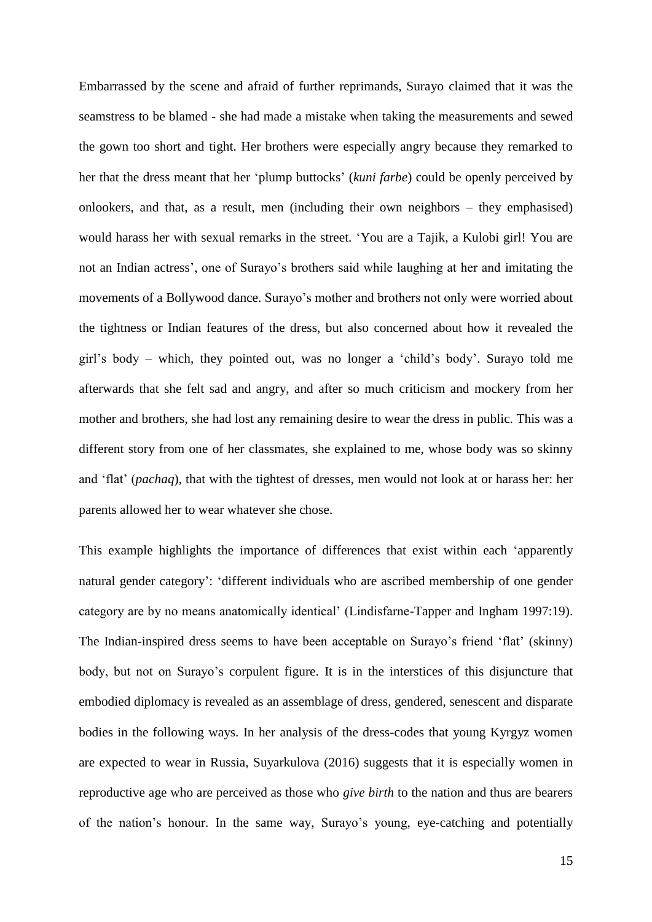Embarrassed by the scene and afraid of further reprimands, Surayo claimed that it was the seamstress to be blamed - she had made a mistake when taking the measurements and sewed the gown too short and tight. Her brothers were especially angry because they remarked to her that the dress meant that her 'plump buttocks' (*kuni farbe*) could be openly perceived by onlookers, and that, as a result, men (including their own neighbors – they emphasised) would harass her with sexual remarks in the street. 'You are a Tajik, a Kulobi girl! You are not an Indian actress', one of Surayo's brothers said while laughing at her and imitating the movements of a Bollywood dance. Surayo's mother and brothers not only were worried about the tightness or Indian features of the dress, but also concerned about how it revealed the girl's body – which, they pointed out, was no longer a 'child's body'. Surayo told me afterwards that she felt sad and angry, and after so much criticism and mockery from her mother and brothers, she had lost any remaining desire to wear the dress in public. This was a different story from one of her classmates, she explained to me, whose body was so skinny and 'flat' (*pachaq*), that with the tightest of dresses, men would not look at or harass her: her parents allowed her to wear whatever she chose.

This example highlights the importance of differences that exist within each 'apparently natural gender category': 'different individuals who are ascribed membership of one gender category are by no means anatomically identical' (Lindisfarne-Tapper and Ingham 1997:19). The Indian-inspired dress seems to have been acceptable on Surayo's friend 'flat' (skinny) body, but not on Surayo's corpulent figure. It is in the interstices of this disjuncture that embodied diplomacy is revealed as an assemblage of dress, gendered, senescent and disparate bodies in the following ways. In her analysis of the dress-codes that young Kyrgyz women are expected to wear in Russia, Suyarkulova (2016) suggests that it is especially women in reproductive age who are perceived as those who *give birth* to the nation and thus are bearers of the nation's honour. In the same way, Surayo's young, eye-catching and potentially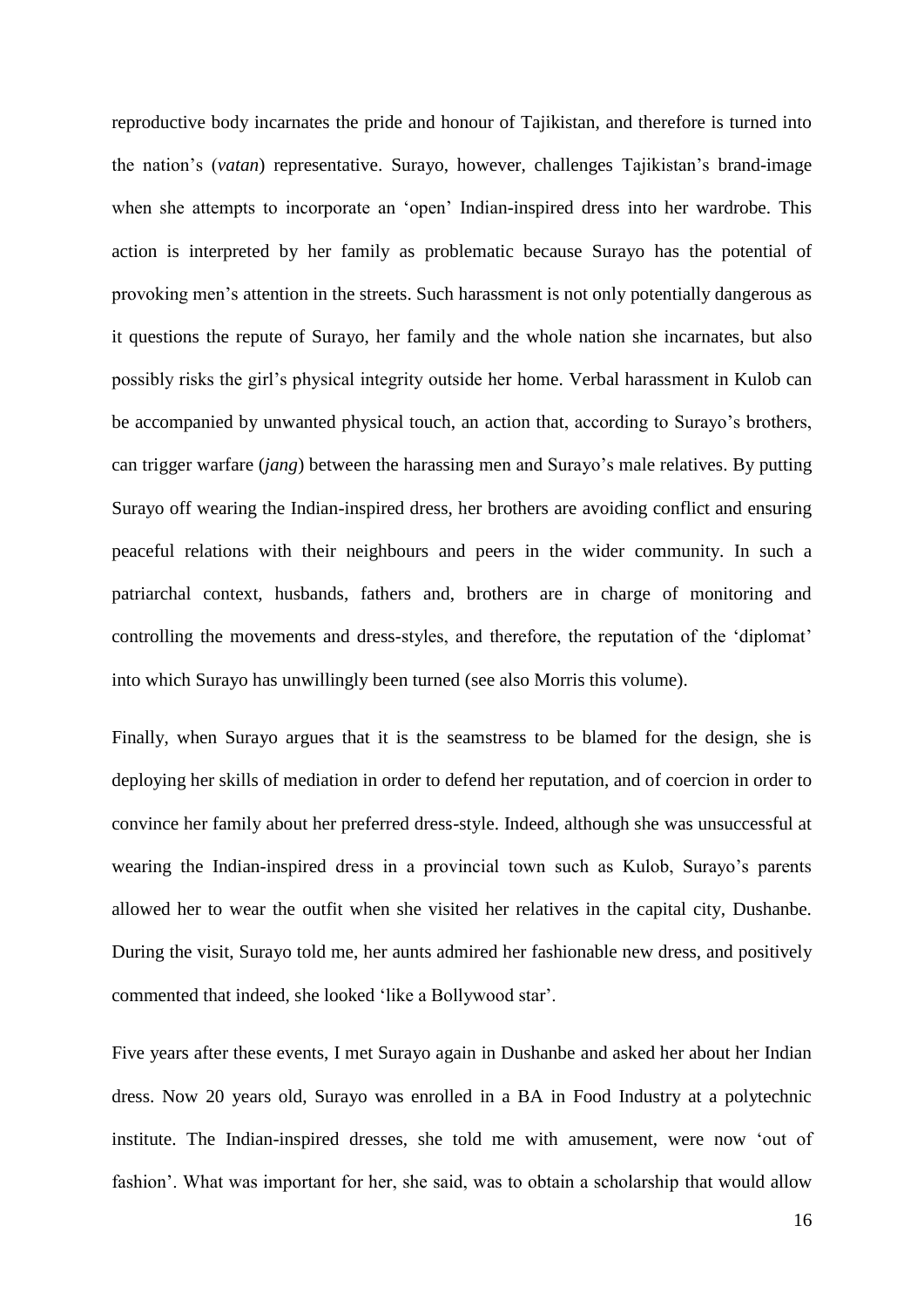reproductive body incarnates the pride and honour of Tajikistan, and therefore is turned into the nation's (*vatan*) representative. Surayo, however, challenges Tajikistan's brand-image when she attempts to incorporate an 'open' Indian-inspired dress into her wardrobe. This action is interpreted by her family as problematic because Surayo has the potential of provoking men's attention in the streets. Such harassment is not only potentially dangerous as it questions the repute of Surayo, her family and the whole nation she incarnates, but also possibly risks the girl's physical integrity outside her home. Verbal harassment in Kulob can be accompanied by unwanted physical touch, an action that, according to Surayo's brothers, can trigger warfare (*jang*) between the harassing men and Surayo's male relatives. By putting Surayo off wearing the Indian-inspired dress, her brothers are avoiding conflict and ensuring peaceful relations with their neighbours and peers in the wider community. In such a patriarchal context, husbands, fathers and, brothers are in charge of monitoring and controlling the movements and dress-styles, and therefore, the reputation of the 'diplomat' into which Surayo has unwillingly been turned (see also Morris this volume).

Finally, when Surayo argues that it is the seamstress to be blamed for the design, she is deploying her skills of mediation in order to defend her reputation, and of coercion in order to convince her family about her preferred dress-style. Indeed, although she was unsuccessful at wearing the Indian-inspired dress in a provincial town such as Kulob, Surayo's parents allowed her to wear the outfit when she visited her relatives in the capital city, Dushanbe. During the visit, Surayo told me, her aunts admired her fashionable new dress, and positively commented that indeed, she looked 'like a Bollywood star'.

Five years after these events, I met Surayo again in Dushanbe and asked her about her Indian dress. Now 20 years old, Surayo was enrolled in a BA in Food Industry at a polytechnic institute. The Indian-inspired dresses, she told me with amusement, were now 'out of fashion'. What was important for her, she said, was to obtain a scholarship that would allow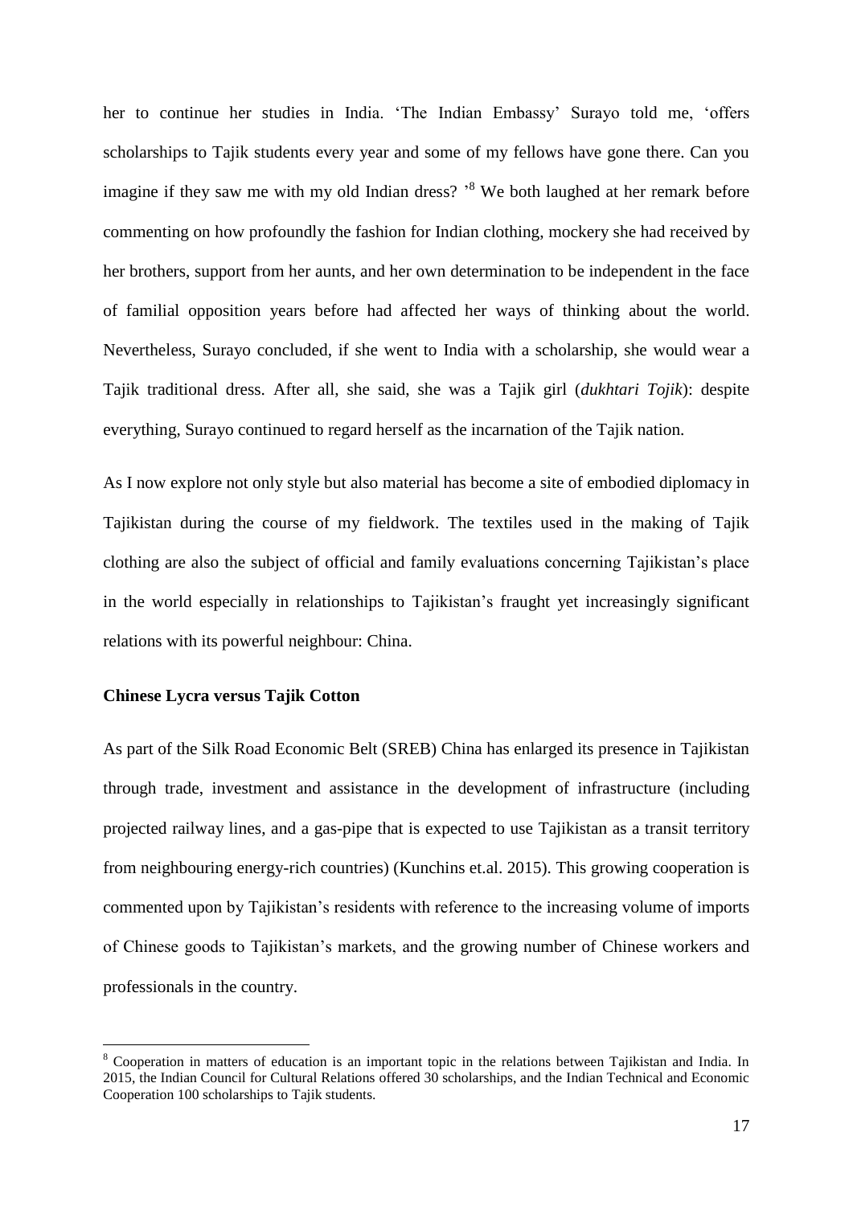her to continue her studies in India. 'The Indian Embassy' Surayo told me, 'offers scholarships to Tajik students every year and some of my fellows have gone there. Can you imagine if they saw me with my old Indian dress? '[8] We both laughed at her remark before commenting on how profoundly the fashion for Indian clothing, mockery she had received by her brothers, support from her aunts, and her own determination to be independent in the face of familial opposition years before had affected her ways of thinking about the world. Nevertheless, Surayo concluded, if she went to India with a scholarship, she would wear a Tajik traditional dress. After all, she said, she was a Tajik girl (*dukhtari Tojik*): despite everything, Surayo continued to regard herself as the incarnation of the Tajik nation.

As I now explore not only style but also material has become a site of embodied diplomacy in Tajikistan during the course of my fieldwork. The textiles used in the making of Tajik clothing are also the subject of official and family evaluations concerning Tajikistan's place in the world especially in relationships to Tajikistan's fraught yet increasingly significant relations with its powerful neighbour: China.

### Chinese Lycra versus Tajik Cotton

As part of the Silk Road Economic Belt (SREB) China has enlarged its presence in Tajikistan through trade, investment and assistance in the development of infrastructure (including projected railway lines, and a gas-pipe that is expected to use Tajikistan as a transit territory from neighbouring energy-rich countries) (Kunchins et.al. 2015). This growing cooperation is commented upon by Tajikistan's residents with reference to the increasing volume of imports of Chinese goods to Tajikistan's markets, and the growing number of Chinese workers and professionals in the country.

[8] Cooperation in matters of education is an important topic in the relations between Tajikistan and India. In 2015, the Indian Council for Cultural Relations offered 30 scholarships, and the Indian Technical and Economic Cooperation 100 scholarships to Tajik students.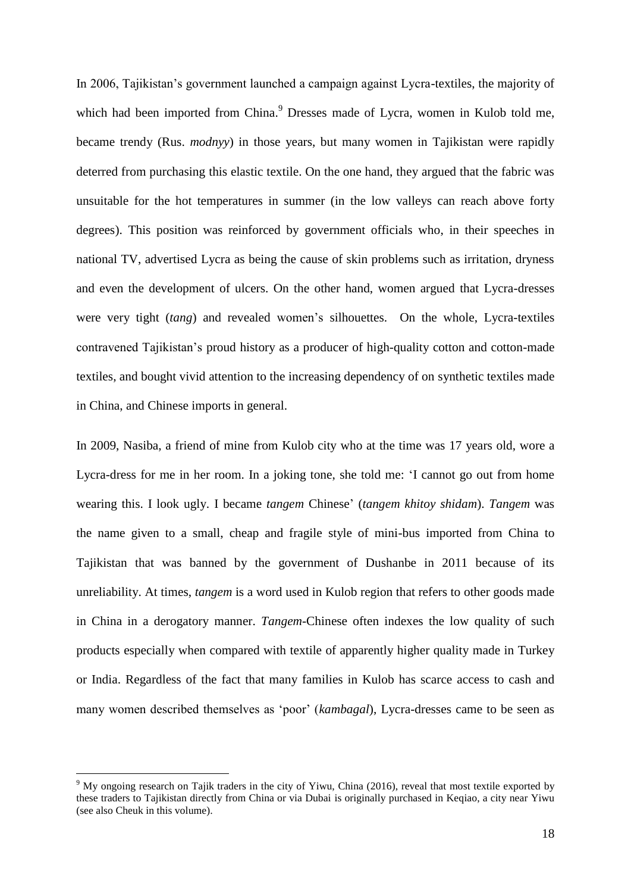In 2006, Tajikistan's government launched a campaign against Lycra-textiles, the majority of which had been imported from China.[9] Dresses made of Lycra, women in Kulob told me, became trendy (Rus. *modnyy*) in those years, but many women in Tajikistan were rapidly deterred from purchasing this elastic textile. On the one hand, they argued that the fabric was unsuitable for the hot temperatures in summer (in the low valleys can reach above forty degrees). This position was reinforced by government officials who, in their speeches in national TV, advertised Lycra as being the cause of skin problems such as irritation, dryness and even the development of ulcers. On the other hand, women argued that Lycra-dresses were very tight (*tang*) and revealed women's silhouettes. On the whole, Lycra-textiles contravened Tajikistan's proud history as a producer of high-quality cotton and cotton-made textiles, and bought vivid attention to the increasing dependency of on synthetic textiles made in China, and Chinese imports in general.

In 2009, Nasiba, a friend of mine from Kulob city who at the time was 17 years old, wore a Lycra-dress for me in her room. In a joking tone, she told me: 'I cannot go out from home wearing this. I look ugly. I became *tangem* Chinese' (*tangem khitoy shidam*). *Tangem* was the name given to a small, cheap and fragile style of mini-bus imported from China to Tajikistan that was banned by the government of Dushanbe in 2011 because of its unreliability. At times, *tangem* is a word used in Kulob region that refers to other goods made in China in a derogatory manner. *Tangem*-Chinese often indexes the low quality of such products especially when compared with textile of apparently higher quality made in Turkey or India. Regardless of the fact that many families in Kulob has scarce access to cash and many women described themselves as 'poor' (*kambagal*), Lycra-dresses came to be seen as

[9] My ongoing research on Tajik traders in the city of Yiwu, China (2016), reveal that most textile exported by these traders to Tajikistan directly from China or via Dubai is originally purchased in Keqiao, a city near Yiwu (see also Cheuk in this volume).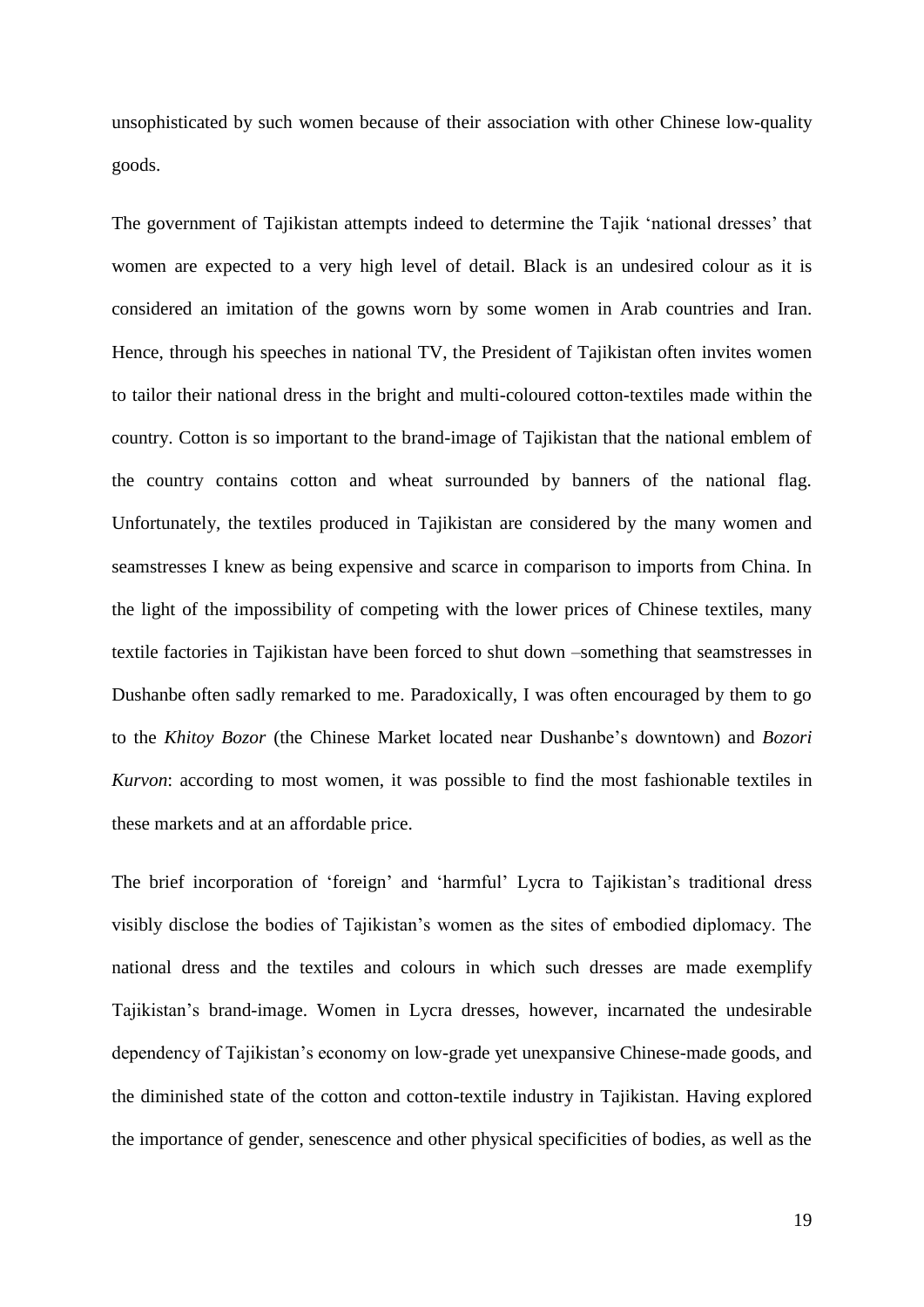unsophisticated by such women because of their association with other Chinese low-quality goods.

The government of Tajikistan attempts indeed to determine the Tajik 'national dresses' that women are expected to a very high level of detail. Black is an undesired colour as it is considered an imitation of the gowns worn by some women in Arab countries and Iran. Hence, through his speeches in national TV, the President of Tajikistan often invites women to tailor their national dress in the bright and multi-coloured cotton-textiles made within the country. Cotton is so important to the brand-image of Tajikistan that the national emblem of the country contains cotton and wheat surrounded by banners of the national flag. Unfortunately, the textiles produced in Tajikistan are considered by the many women and seamstresses I knew as being expensive and scarce in comparison to imports from China. In the light of the impossibility of competing with the lower prices of Chinese textiles, many textile factories in Tajikistan have been forced to shut down –something that seamstresses in Dushanbe often sadly remarked to me. Paradoxically, I was often encouraged by them to go to the *Khitoy Bozor* (the Chinese Market located near Dushanbe's downtown) and *Bozori Kurvon*: according to most women, it was possible to find the most fashionable textiles in these markets and at an affordable price.

The brief incorporation of 'foreign' and 'harmful' Lycra to Tajikistan's traditional dress visibly disclose the bodies of Tajikistan's women as the sites of embodied diplomacy. The national dress and the textiles and colours in which such dresses are made exemplify Tajikistan's brand-image. Women in Lycra dresses, however, incarnated the undesirable dependency of Tajikistan's economy on low-grade yet unexpansive Chinese-made goods, and the diminished state of the cotton and cotton-textile industry in Tajikistan. Having explored the importance of gender, senescence and other physical specificities of bodies, as well as the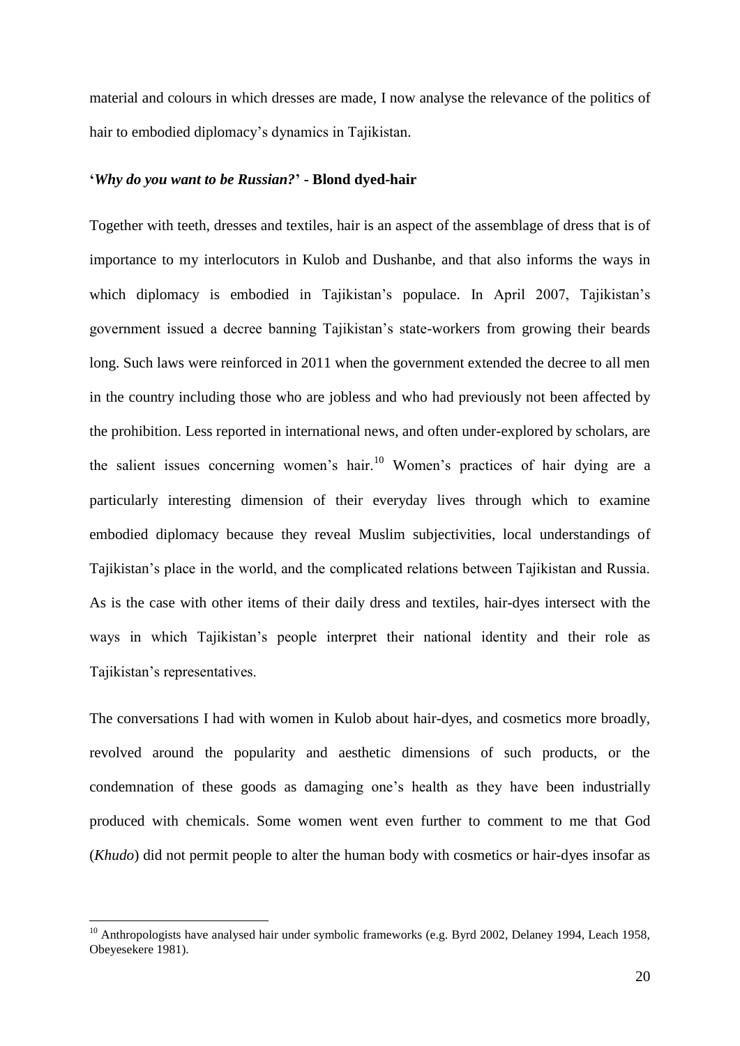material and colours in which dresses are made, I now analyse the relevance of the politics of hair to embodied diplomacy's dynamics in Tajikistan.

### '*Why do you want to be Russian?*' - Blond dyed-hair

Together with teeth, dresses and textiles, hair is an aspect of the assemblage of dress that is of importance to my interlocutors in Kulob and Dushanbe, and that also informs the ways in which diplomacy is embodied in Tajikistan's populace. In April 2007, Tajikistan's government issued a decree banning Tajikistan's state-workers from growing their beards long. Such laws were reinforced in 2011 when the government extended the decree to all men in the country including those who are jobless and who had previously not been affected by the prohibition. Less reported in international news, and often under-explored by scholars, are the salient issues concerning women's hair.[10] Women's practices of hair dying are a particularly interesting dimension of their everyday lives through which to examine embodied diplomacy because they reveal Muslim subjectivities, local understandings of Tajikistan's place in the world, and the complicated relations between Tajikistan and Russia. As is the case with other items of their daily dress and textiles, hair-dyes intersect with the ways in which Tajikistan's people interpret their national identity and their role as Tajikistan's representatives.

The conversations I had with women in Kulob about hair-dyes, and cosmetics more broadly, revolved around the popularity and aesthetic dimensions of such products, or the condemnation of these goods as damaging one's health as they have been industrially produced with chemicals. Some women went even further to comment to me that God (*Khudo*) did not permit people to alter the human body with cosmetics or hair-dyes insofar as

[10] Anthropologists have analysed hair under symbolic frameworks (e.g. Byrd 2002, Delaney 1994, Leach 1958, Obeyesekere 1981).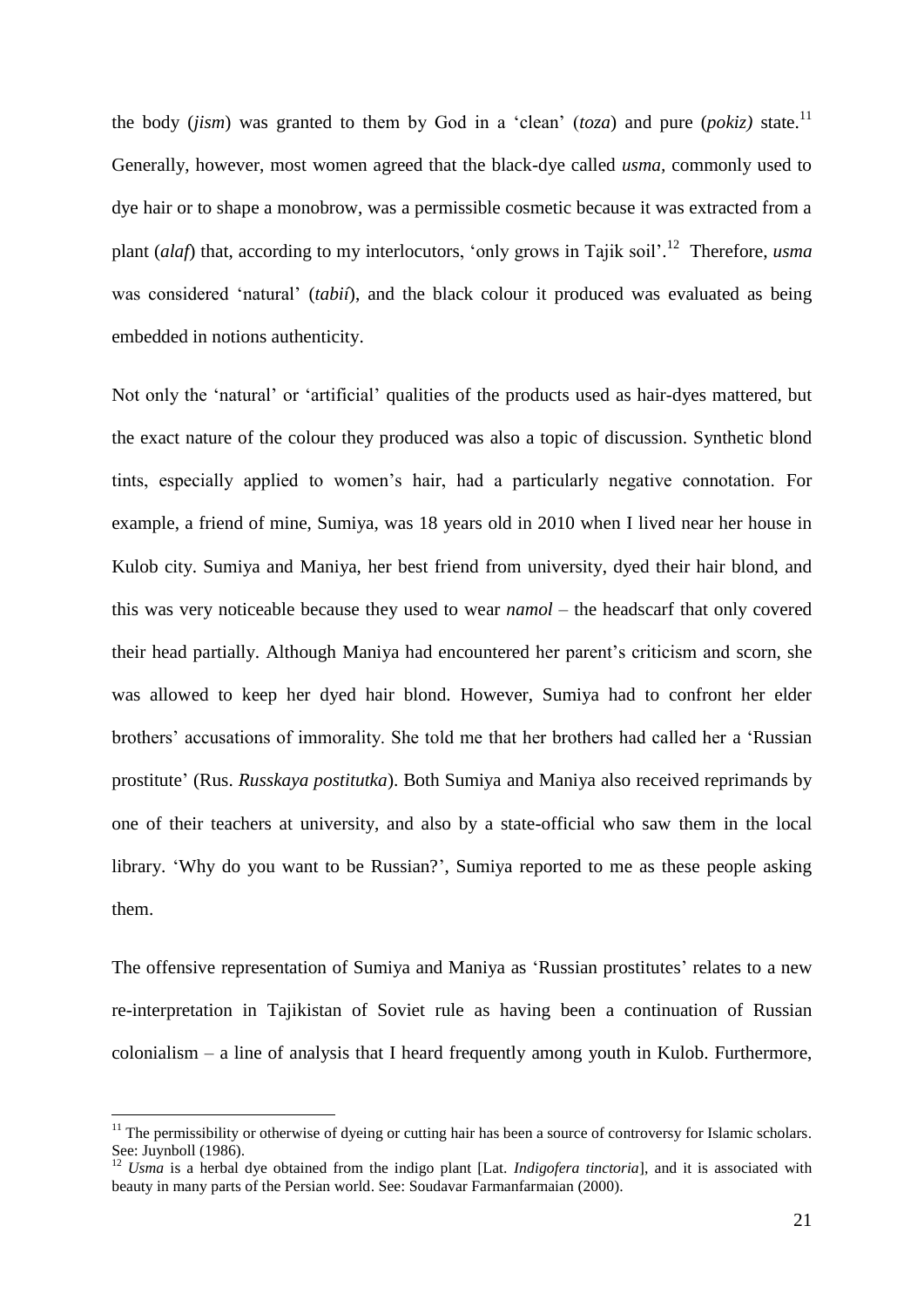the body (*jism*) was granted to them by God in a 'clean' (*toza*) and pure (*pokiz)* state.[11] Generally, however, most women agreed that the black-dye called *usma*, commonly used to dye hair or to shape a monobrow, was a permissible cosmetic because it was extracted from a plant (*alaf*) that, according to my interlocutors, 'only grows in Tajik soil'.[12] Therefore, *usma* was considered 'natural' (*tabii*), and the black colour it produced was evaluated as being embedded in notions authenticity.

Not only the 'natural' or 'artificial' qualities of the products used as hair-dyes mattered, but the exact nature of the colour they produced was also a topic of discussion. Synthetic blond tints, especially applied to women's hair, had a particularly negative connotation. For example, a friend of mine, Sumiya, was 18 years old in 2010 when I lived near her house in Kulob city. Sumiya and Maniya, her best friend from university, dyed their hair blond, and this was very noticeable because they used to wear *namol* – the headscarf that only covered their head partially. Although Maniya had encountered her parent's criticism and scorn, she was allowed to keep her dyed hair blond. However, Sumiya had to confront her elder brothers' accusations of immorality. She told me that her brothers had called her a 'Russian prostitute' (Rus. *Russkaya postitutka*). Both Sumiya and Maniya also received reprimands by one of their teachers at university, and also by a state-official who saw them in the local library. 'Why do you want to be Russian?', Sumiya reported to me as these people asking them.

The offensive representation of Sumiya and Maniya as 'Russian prostitutes' relates to a new re-interpretation in Tajikistan of Soviet rule as having been a continuation of Russian colonialism – a line of analysis that I heard frequently among youth in Kulob. Furthermore,

---

[11] The permissibility or otherwise of dyeing or cutting hair has been a source of controversy for Islamic scholars. See: Juynboll (1986).

[12] *Usma* is a herbal dye obtained from the indigo plant [Lat. *Indigofera tinctoria*], and it is associated with beauty in many parts of the Persian world. See: Soudavar Farmanfarmaian (2000).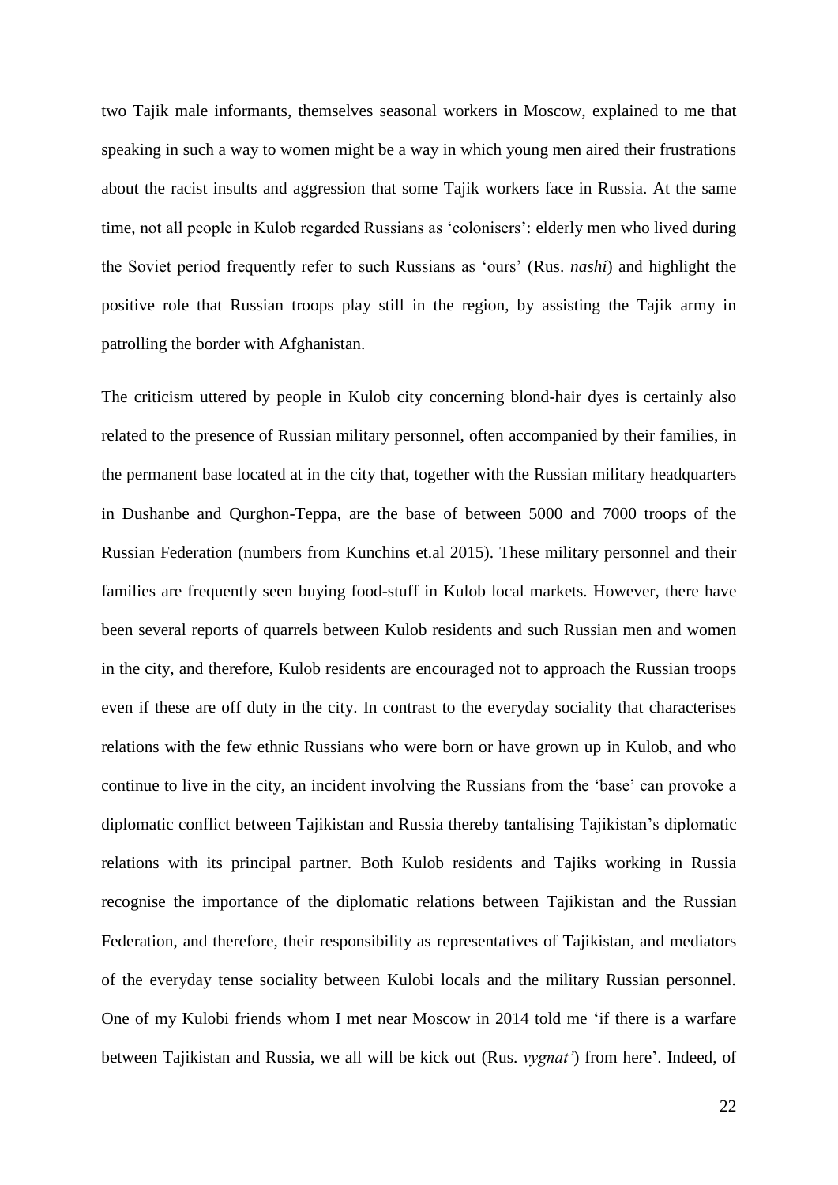two Tajik male informants, themselves seasonal workers in Moscow, explained to me that speaking in such a way to women might be a way in which young men aired their frustrations about the racist insults and aggression that some Tajik workers face in Russia. At the same time, not all people in Kulob regarded Russians as 'colonisers': elderly men who lived during the Soviet period frequently refer to such Russians as 'ours' (Rus. *nashi*) and highlight the positive role that Russian troops play still in the region, by assisting the Tajik army in patrolling the border with Afghanistan.

The criticism uttered by people in Kulob city concerning blond-hair dyes is certainly also related to the presence of Russian military personnel, often accompanied by their families, in the permanent base located at in the city that, together with the Russian military headquarters in Dushanbe and Qurghon-Teppa, are the base of between 5000 and 7000 troops of the Russian Federation (numbers from Kunchins et.al 2015). These military personnel and their families are frequently seen buying food-stuff in Kulob local markets. However, there have been several reports of quarrels between Kulob residents and such Russian men and women in the city, and therefore, Kulob residents are encouraged not to approach the Russian troops even if these are off duty in the city. In contrast to the everyday sociality that characterises relations with the few ethnic Russians who were born or have grown up in Kulob, and who continue to live in the city, an incident involving the Russians from the 'base' can provoke a diplomatic conflict between Tajikistan and Russia thereby tantalising Tajikistan's diplomatic relations with its principal partner. Both Kulob residents and Tajiks working in Russia recognise the importance of the diplomatic relations between Tajikistan and the Russian Federation, and therefore, their responsibility as representatives of Tajikistan, and mediators of the everyday tense sociality between Kulobi locals and the military Russian personnel. One of my Kulobi friends whom I met near Moscow in 2014 told me 'if there is a warfare between Tajikistan and Russia, we all will be kick out (Rus. *vygnat'*) from here'. Indeed, of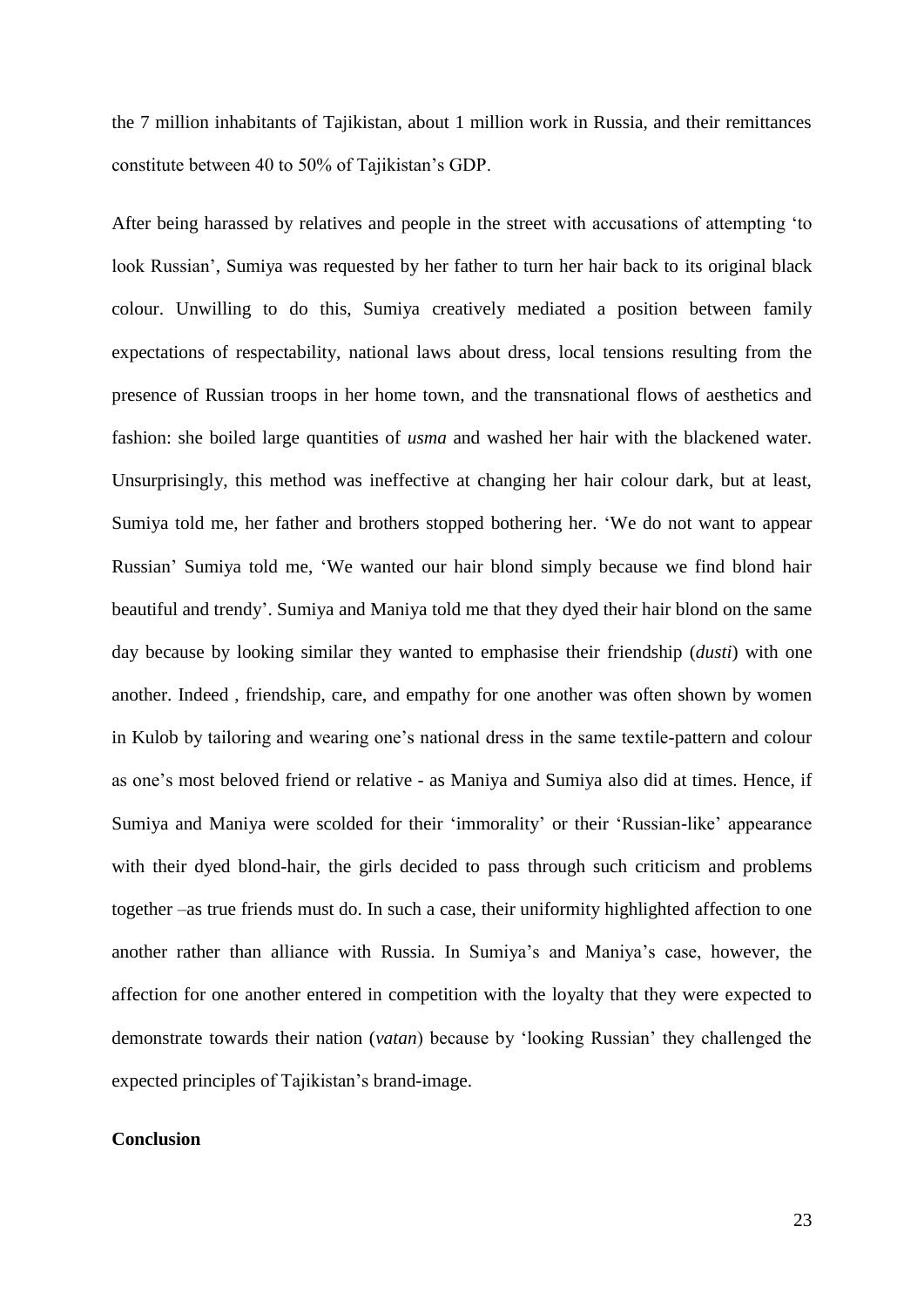the 7 million inhabitants of Tajikistan, about 1 million work in Russia, and their remittances constitute between 40 to 50% of Tajikistan's GDP.

After being harassed by relatives and people in the street with accusations of attempting 'to look Russian', Sumiya was requested by her father to turn her hair back to its original black colour. Unwilling to do this, Sumiya creatively mediated a position between family expectations of respectability, national laws about dress, local tensions resulting from the presence of Russian troops in her home town, and the transnational flows of aesthetics and fashion: she boiled large quantities of *usma* and washed her hair with the blackened water. Unsurprisingly, this method was ineffective at changing her hair colour dark, but at least, Sumiya told me, her father and brothers stopped bothering her. 'We do not want to appear Russian' Sumiya told me, 'We wanted our hair blond simply because we find blond hair beautiful and trendy'. Sumiya and Maniya told me that they dyed their hair blond on the same day because by looking similar they wanted to emphasise their friendship (*dusti*) with one another. Indeed , friendship, care, and empathy for one another was often shown by women in Kulob by tailoring and wearing one's national dress in the same textile-pattern and colour as one's most beloved friend or relative - as Maniya and Sumiya also did at times. Hence, if Sumiya and Maniya were scolded for their 'immorality' or their 'Russian-like' appearance with their dyed blond-hair, the girls decided to pass through such criticism and problems together –as true friends must do. In such a case, their uniformity highlighted affection to one another rather than alliance with Russia. In Sumiya's and Maniya's case, however, the affection for one another entered in competition with the loyalty that they were expected to demonstrate towards their nation (*vatan*) because by 'looking Russian' they challenged the expected principles of Tajikistan's brand-image.

**Conclusion**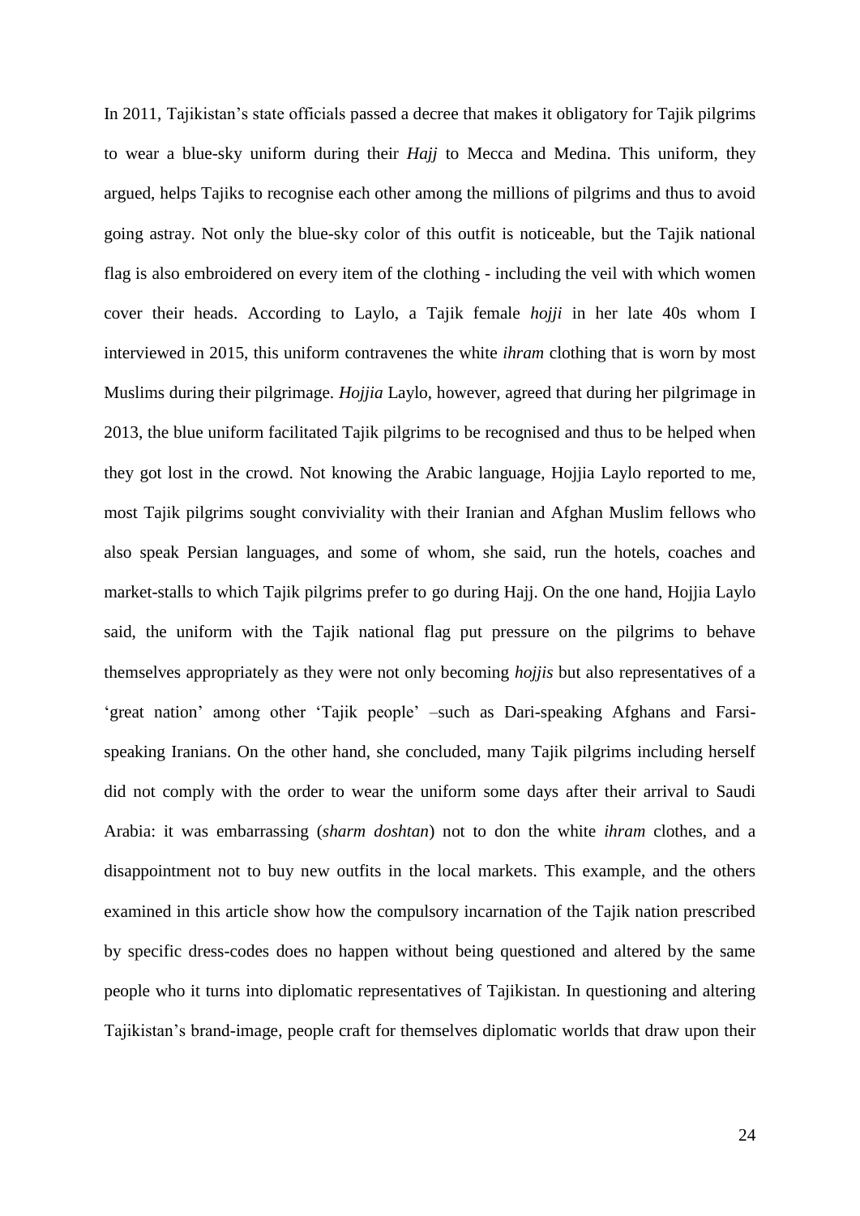In 2011, Tajikistan's state officials passed a decree that makes it obligatory for Tajik pilgrims to wear a blue-sky uniform during their *Hajj* to Mecca and Medina. This uniform, they argued, helps Tajiks to recognise each other among the millions of pilgrims and thus to avoid going astray. Not only the blue-sky color of this outfit is noticeable, but the Tajik national flag is also embroidered on every item of the clothing - including the veil with which women cover their heads. According to Laylo, a Tajik female *hojji* in her late 40s whom I interviewed in 2015, this uniform contravenes the white *ihram* clothing that is worn by most Muslims during their pilgrimage. *Hojjia* Laylo, however, agreed that during her pilgrimage in 2013, the blue uniform facilitated Tajik pilgrims to be recognised and thus to be helped when they got lost in the crowd. Not knowing the Arabic language, Hojjia Laylo reported to me, most Tajik pilgrims sought conviviality with their Iranian and Afghan Muslim fellows who also speak Persian languages, and some of whom, she said, run the hotels, coaches and market-stalls to which Tajik pilgrims prefer to go during Hajj. On the one hand, Hojjia Laylo said, the uniform with the Tajik national flag put pressure on the pilgrims to behave themselves appropriately as they were not only becoming *hojjis* but also representatives of a 'great nation' among other 'Tajik people' –such as Dari-speaking Afghans and Farsi-speaking Iranians. On the other hand, she concluded, many Tajik pilgrims including herself did not comply with the order to wear the uniform some days after their arrival to Saudi Arabia: it was embarrassing (*sharm doshtan*) not to don the white *ihram* clothes, and a disappointment not to buy new outfits in the local markets. This example, and the others examined in this article show how the compulsory incarnation of the Tajik nation prescribed by specific dress-codes does no happen without being questioned and altered by the same people who it turns into diplomatic representatives of Tajikistan. In questioning and altering Tajikistan's brand-image, people craft for themselves diplomatic worlds that draw upon their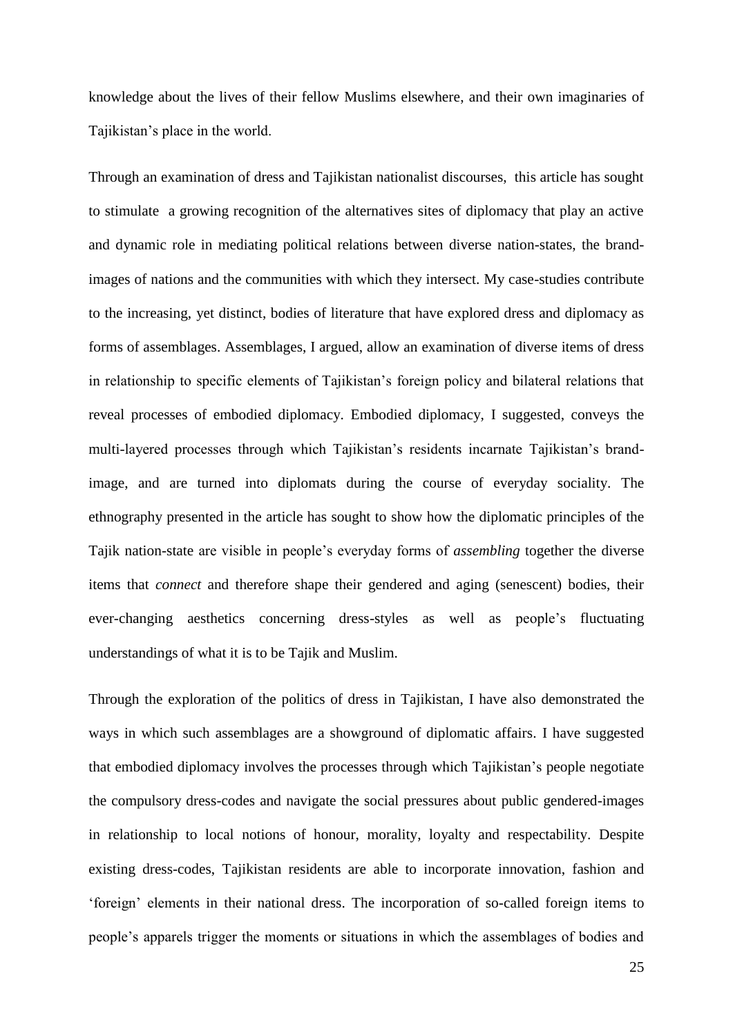knowledge about the lives of their fellow Muslims elsewhere, and their own imaginaries of Tajikistan's place in the world.

Through an examination of dress and Tajikistan nationalist discourses, this article has sought to stimulate a growing recognition of the alternatives sites of diplomacy that play an active and dynamic role in mediating political relations between diverse nation-states, the brand-images of nations and the communities with which they intersect. My case-studies contribute to the increasing, yet distinct, bodies of literature that have explored dress and diplomacy as forms of assemblages. Assemblages, I argued, allow an examination of diverse items of dress in relationship to specific elements of Tajikistan's foreign policy and bilateral relations that reveal processes of embodied diplomacy. Embodied diplomacy, I suggested, conveys the multi-layered processes through which Tajikistan's residents incarnate Tajikistan's brand-image, and are turned into diplomats during the course of everyday sociality. The ethnography presented in the article has sought to show how the diplomatic principles of the Tajik nation-state are visible in people's everyday forms of *assembling* together the diverse items that *connect* and therefore shape their gendered and aging (senescent) bodies, their ever-changing aesthetics concerning dress-styles as well as people's fluctuating understandings of what it is to be Tajik and Muslim.

Through the exploration of the politics of dress in Tajikistan, I have also demonstrated the ways in which such assemblages are a showground of diplomatic affairs. I have suggested that embodied diplomacy involves the processes through which Tajikistan's people negotiate the compulsory dress-codes and navigate the social pressures about public gendered-images in relationship to local notions of honour, morality, loyalty and respectability. Despite existing dress-codes, Tajikistan residents are able to incorporate innovation, fashion and 'foreign' elements in their national dress. The incorporation of so-called foreign items to people's apparels trigger the moments or situations in which the assemblages of bodies and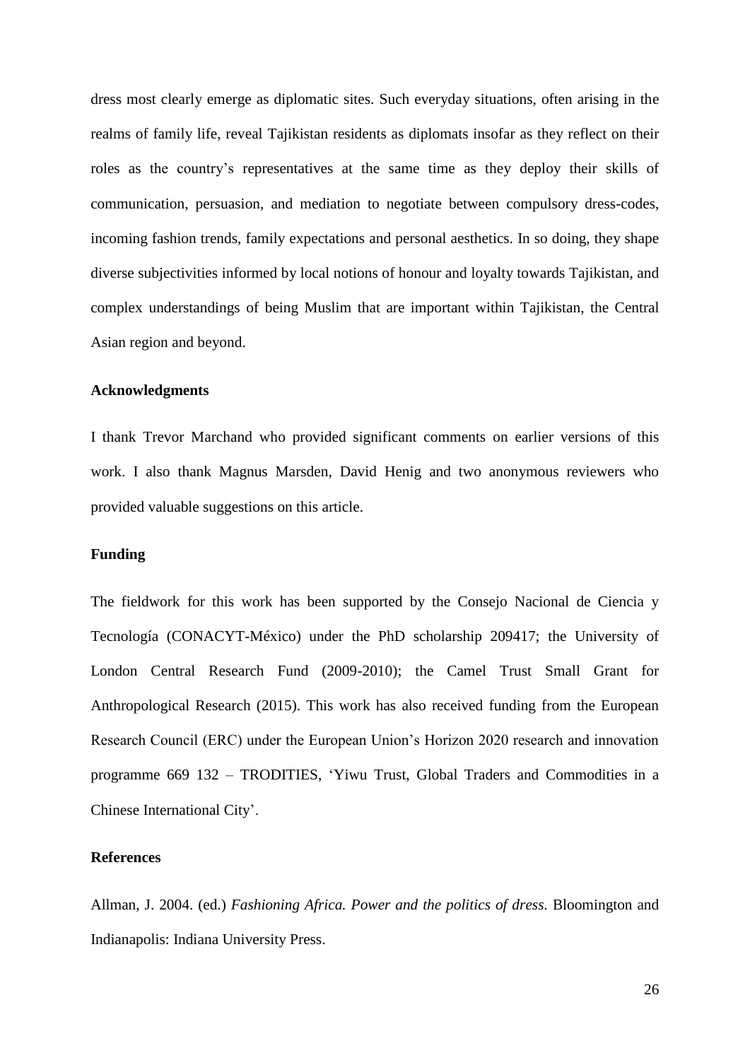dress most clearly emerge as diplomatic sites. Such everyday situations, often arising in the realms of family life, reveal Tajikistan residents as diplomats insofar as they reflect on their roles as the country's representatives at the same time as they deploy their skills of communication, persuasion, and mediation to negotiate between compulsory dress-codes, incoming fashion trends, family expectations and personal aesthetics. In so doing, they shape diverse subjectivities informed by local notions of honour and loyalty towards Tajikistan, and complex understandings of being Muslim that are important within Tajikistan, the Central Asian region and beyond.

**Acknowledgments**

I thank Trevor Marchand who provided significant comments on earlier versions of this work. I also thank Magnus Marsden, David Henig and two anonymous reviewers who provided valuable suggestions on this article.

**Funding**

The fieldwork for this work has been supported by the Consejo Nacional de Ciencia y Tecnología (CONACYT-México) under the PhD scholarship 209417; the University of London Central Research Fund (2009-2010); the Camel Trust Small Grant for Anthropological Research (2015). This work has also received funding from the European Research Council (ERC) under the European Union's Horizon 2020 research and innovation programme 669 132 – TRODITIES, 'Yiwu Trust, Global Traders and Commodities in a Chinese International City'.

**References**

Allman, J. 2004. (ed.) *Fashioning Africa. Power and the politics of dress.* Bloomington and Indianapolis: Indiana University Press.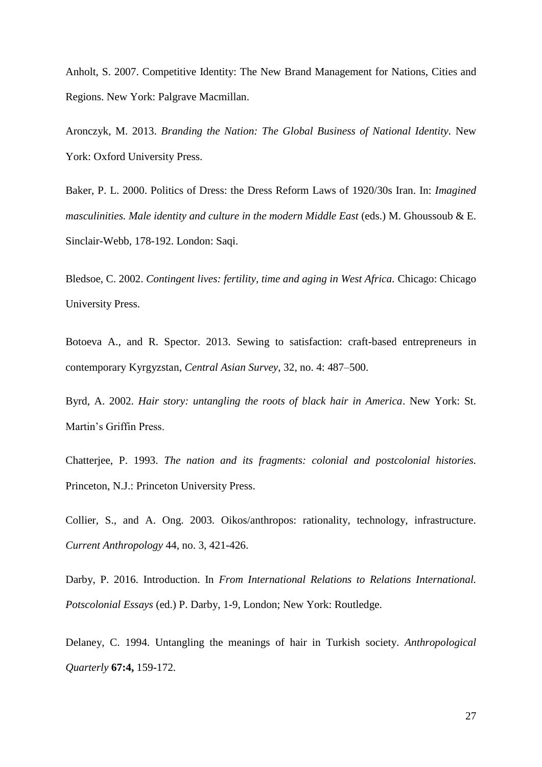Anholt, S. 2007. Competitive Identity: The New Brand Management for Nations, Cities and Regions. New York: Palgrave Macmillan.

Aronczyk, M. 2013. *Branding the Nation: The Global Business of National Identity*. New York: Oxford University Press.

Baker, P. L. 2000. Politics of Dress: the Dress Reform Laws of 1920/30s Iran. In: *Imagined masculinities. Male identity and culture in the modern Middle East* (eds.) M. Ghoussoub & E. Sinclair-Webb, 178-192. London: Saqi.

Bledsoe, C. 2002. *Contingent lives: fertility, time and aging in West Africa*. Chicago: Chicago University Press.

Botoeva A., and R. Spector. 2013. Sewing to satisfaction: craft-based entrepreneurs in contemporary Kyrgyzstan, *Central Asian Survey*, 32, no. 4: 487–500.

Byrd, A. 2002. *Hair story: untangling the roots of black hair in America*. New York: St. Martin's Griffin Press.

Chatterjee, P. 1993. *The nation and its fragments: colonial and postcolonial histories.* Princeton, N.J.: Princeton University Press.

Collier, S., and A. Ong. 2003. Oikos/anthropos: rationality, technology, infrastructure. *Current Anthropology* 44, no. 3, 421-426.

Darby, P. 2016. Introduction. In *From International Relations to Relations International. Potscolonial Essays* (ed.) P. Darby, 1-9, London; New York: Routledge.

Delaney, C. 1994. Untangling the meanings of hair in Turkish society. *Anthropological Quarterly* **67:4,** 159-172.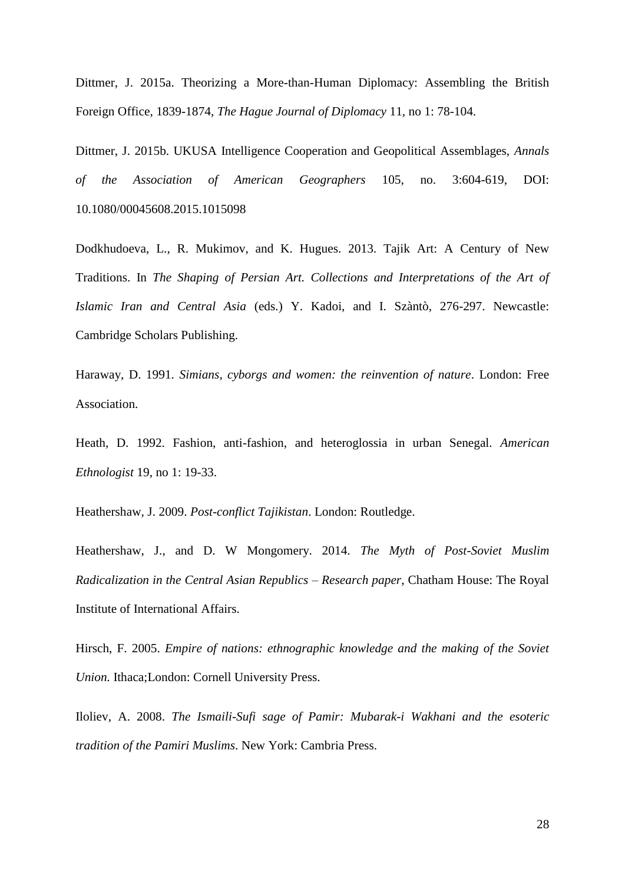Dittmer, J. 2015a. Theorizing a More-than-Human Diplomacy: Assembling the British Foreign Office, 1839-1874, *The Hague Journal of Diplomacy* 11, no 1: 78-104.

Dittmer, J. 2015b. UKUSA Intelligence Cooperation and Geopolitical Assemblages, *Annals of the Association of American Geographers* 105, no. 3:604-619, DOI: 10.1080/00045608.2015.1015098

Dodkhudoeva, L., R. Mukimov, and K. Hugues. 2013. Tajik Art: A Century of New Traditions. In *The Shaping of Persian Art. Collections and Interpretations of the Art of Islamic Iran and Central Asia* (eds.) Y. Kadoi, and I. Szàntò, 276-297. Newcastle: Cambridge Scholars Publishing.

Haraway, D. 1991. *Simians, cyborgs and women: the reinvention of nature*. London: Free Association.

Heath, D. 1992. Fashion, anti-fashion, and heteroglossia in urban Senegal. *American Ethnologist* 19, no 1: 19-33.

Heathershaw, J. 2009. *Post-conflict Tajikistan*. London: Routledge.

Heathershaw, J., and D. W Mongomery. 2014. *The Myth of Post-Soviet Muslim Radicalization in the Central Asian Republics – Research paper*, Chatham House: The Royal Institute of International Affairs.

Hirsch, F. 2005. *Empire of nations: ethnographic knowledge and the making of the Soviet Union.* Ithaca;London: Cornell University Press.

Iloliev, A. 2008. *The Ismaili-Sufi sage of Pamir: Mubarak-i Wakhani and the esoteric tradition of the Pamiri Muslims*. New York: Cambria Press.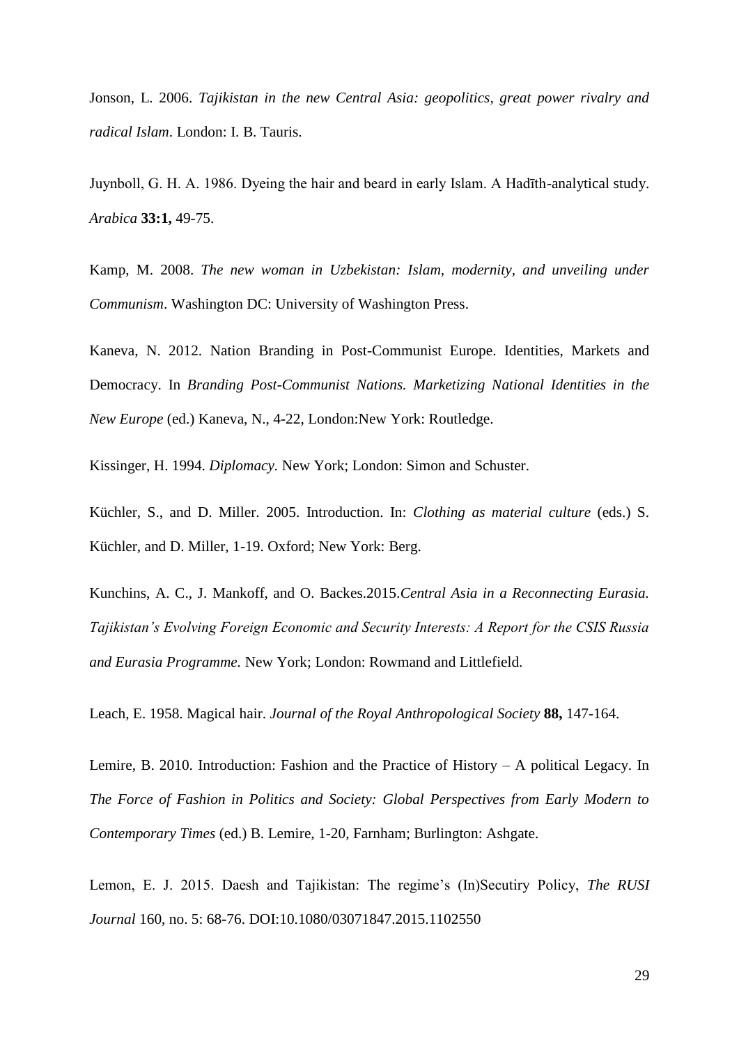Jonson, L. 2006. *Tajikistan in the new Central Asia: geopolitics, great power rivalry and radical Islam*. London: I. B. Tauris.

Juynboll, G. H. A. 1986. Dyeing the hair and beard in early Islam. A Hadīth-analytical study. *Arabica* **33:1,** 49-75.

Kamp, M. 2008. *The new woman in Uzbekistan: Islam, modernity, and unveiling under Communism*. Washington DC: University of Washington Press.

Kaneva, N. 2012. Nation Branding in Post-Communist Europe. Identities, Markets and Democracy. In *Branding Post-Communist Nations. Marketizing National Identities in the New Europe* (ed.) Kaneva, N., 4-22, London:New York: Routledge.

Kissinger, H. 1994. *Diplomacy.* New York; London: Simon and Schuster.

Küchler, S., and D. Miller. 2005. Introduction. In: *Clothing as material culture* (eds.) S. Küchler, and D. Miller, 1-19. Oxford; New York: Berg.

Kunchins, A. C., J. Mankoff, and O. Backes.2015.*Central Asia in a Reconnecting Eurasia. Tajikistan's Evolving Foreign Economic and Security Interests: A Report for the CSIS Russia and Eurasia Programme.* New York; London: Rowmand and Littlefield.

Leach, E. 1958. Magical hair. *Journal of the Royal Anthropological Society* **88,** 147-164.

Lemire, B. 2010. Introduction: Fashion and the Practice of History – A political Legacy. In *The Force of Fashion in Politics and Society: Global Perspectives from Early Modern to Contemporary Times* (ed.) B. Lemire, 1-20, Farnham; Burlington: Ashgate.

Lemon, E. J. 2015. Daesh and Tajikistan: The regime's (In)Secutiry Policy, *The RUSI Journal* 160, no. 5: 68-76. DOI:10.1080/03071847.2015.1102550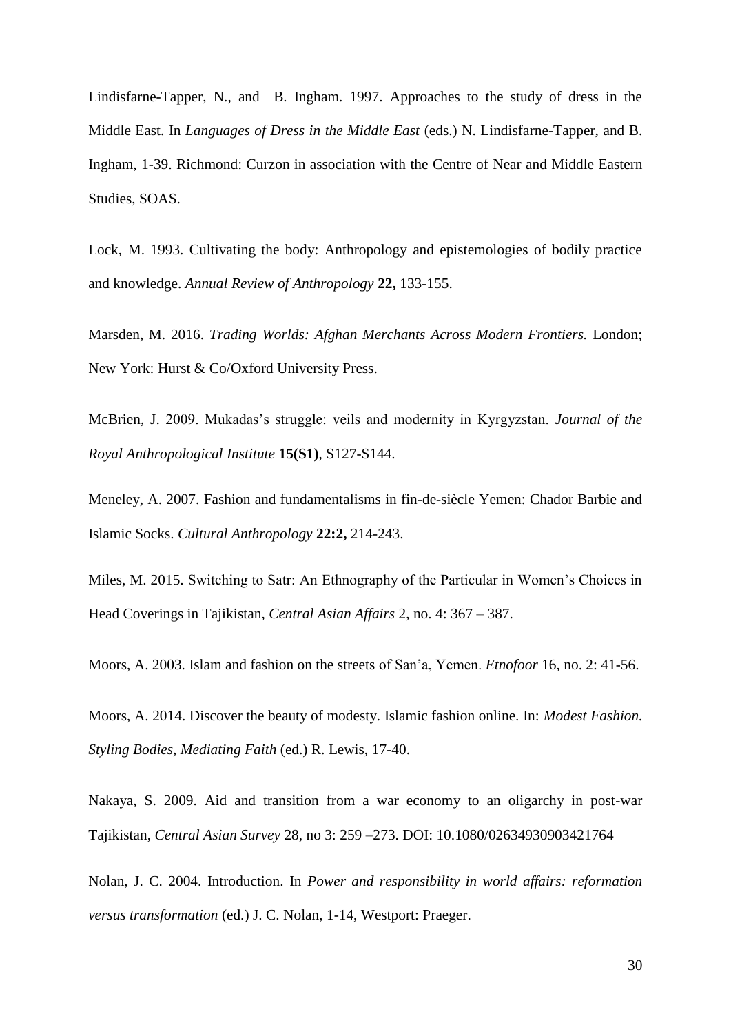Lindisfarne-Tapper, N., and B. Ingham. 1997. Approaches to the study of dress in the Middle East. In *Languages of Dress in the Middle East* (eds.) N. Lindisfarne-Tapper, and B. Ingham, 1-39. Richmond: Curzon in association with the Centre of Near and Middle Eastern Studies, SOAS.

Lock, M. 1993. Cultivating the body: Anthropology and epistemologies of bodily practice and knowledge. *Annual Review of Anthropology* **22,** 133-155.

Marsden, M. 2016. *Trading Worlds: Afghan Merchants Across Modern Frontiers.* London; New York: Hurst & Co/Oxford University Press.

McBrien, J. 2009. Mukadas's struggle: veils and modernity in Kyrgyzstan. *Journal of the Royal Anthropological Institute* **15(S1)**, S127-S144.

Meneley, A. 2007. Fashion and fundamentalisms in fin-de-siècle Yemen: Chador Barbie and Islamic Socks. *Cultural Anthropology* **22:2,** 214-243.

Miles, M. 2015. Switching to Satr: An Ethnography of the Particular in Women's Choices in Head Coverings in Tajikistan, *Central Asian Affairs* 2, no. 4: 367 – 387.

Moors, A. 2003. Islam and fashion on the streets of San'a, Yemen. *Etnofoor* 16, no. 2: 41-56.

Moors, A. 2014. Discover the beauty of modesty. Islamic fashion online. In: *Modest Fashion. Styling Bodies, Mediating Faith* (ed.) R. Lewis, 17-40.

Nakaya, S. 2009. Aid and transition from a war economy to an oligarchy in post-war Tajikistan, *Central Asian Survey* 28, no 3: 259 –273. DOI: 10.1080/02634930903421764

Nolan, J. C. 2004. Introduction. In *Power and responsibility in world affairs: reformation versus transformation* (ed.) J. C. Nolan, 1-14, Westport: Praeger.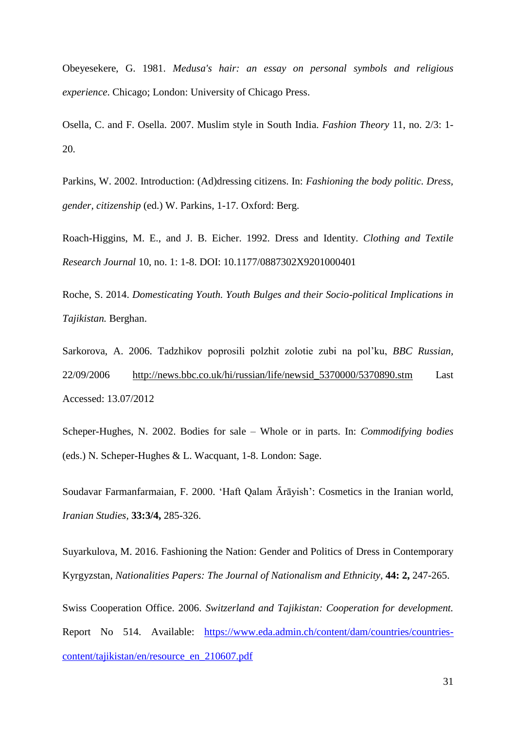Obeyesekere, G. 1981. *Medusa's hair: an essay on personal symbols and religious experience*. Chicago; London: University of Chicago Press.

Osella, C. and F. Osella. 2007. Muslim style in South India. *Fashion Theory* 11, no. 2/3: 1-20.

Parkins, W. 2002. Introduction: (Ad)dressing citizens. In: *Fashioning the body politic. Dress, gender, citizenship* (ed.) W. Parkins, 1-17. Oxford: Berg.

Roach-Higgins, M. E., and J. B. Eicher. 1992. Dress and Identity. *Clothing and Textile Research Journal* 10, no. 1: 1-8. DOI: 10.1177/0887302X9201000401

Roche, S. 2014. *Domesticating Youth. Youth Bulges and their Socio-political Implications in Tajikistan.* Berghan.

Sarkorova, A. 2006. Tadzhikov poprosili polzhit zolotie zubi na pol'ku, *BBC Russian*, 22/09/2006 http://news.bbc.co.uk/hi/russian/life/newsid_5370000/5370890.stm Last Accessed: 13.07/2012

Scheper-Hughes, N. 2002. Bodies for sale – Whole or in parts. In: *Commodifying bodies* (eds.) N. Scheper-Hughes & L. Wacquant, 1-8. London: Sage.

Soudavar Farmanfarmaian, F. 2000. 'Haft Qalam Ārāyish': Cosmetics in the Iranian world, *Iranian Studies*, **33:3/4,** 285-326.

Suyarkulova, M. 2016. Fashioning the Nation: Gender and Politics of Dress in Contemporary Kyrgyzstan, *Nationalities Papers: The Journal of Nationalism and Ethnicity*, **44: 2,** 247-265.

Swiss Cooperation Office. 2006. *Switzerland and Tajikistan: Cooperation for development.* Report No 514. Available: https://www.eda.admin.ch/content/dam/countries/countries-content/tajikistan/en/resource_en_210607.pdf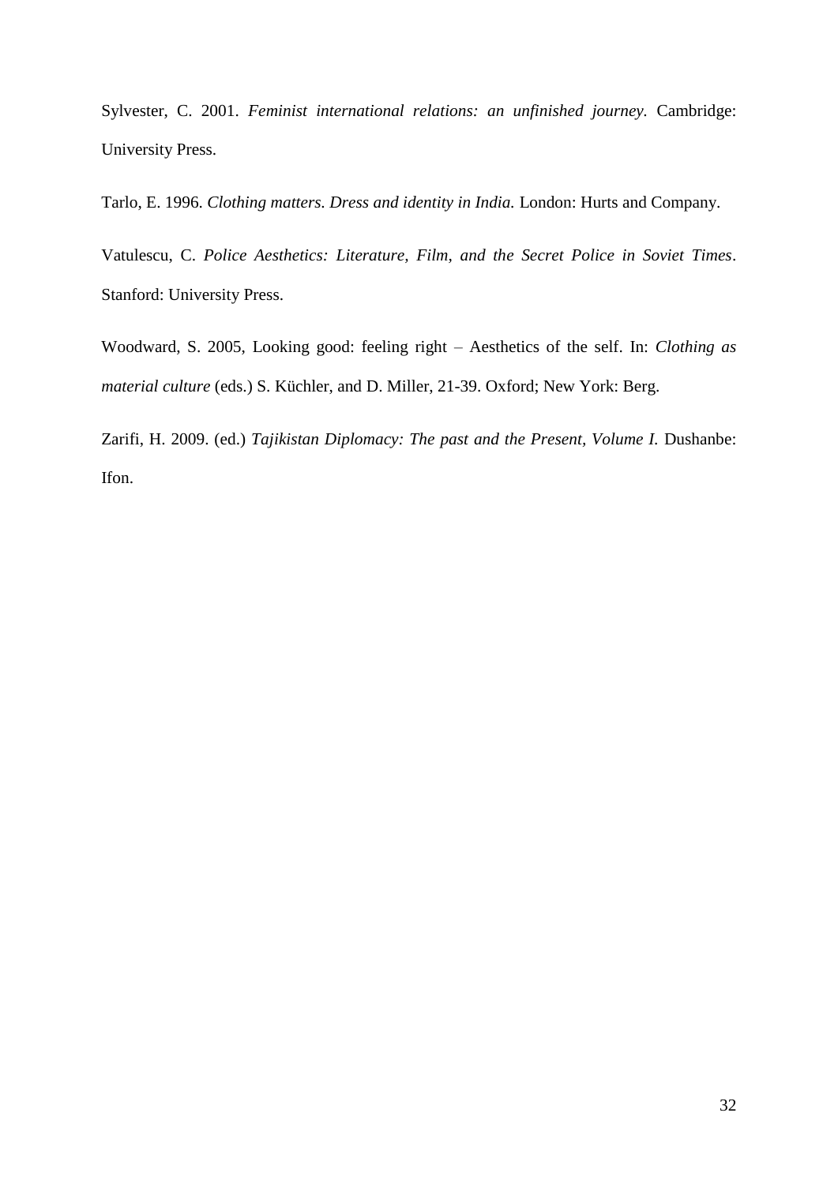Sylvester, C. 2001. *Feminist international relations: an unfinished journey.* Cambridge: University Press.

Tarlo, E. 1996. *Clothing matters. Dress and identity in India.* London: Hurts and Company.

Vatulescu, C. *Police Aesthetics: Literature, Film, and the Secret Police in Soviet Times*. Stanford: University Press.

Woodward, S. 2005, Looking good: feeling right – Aesthetics of the self. In: *Clothing as material culture* (eds.) S. Küchler, and D. Miller, 21-39. Oxford; New York: Berg.

Zarifi, H. 2009. (ed.) *Tajikistan Diplomacy: The past and the Present, Volume I.* Dushanbe: Ifon.